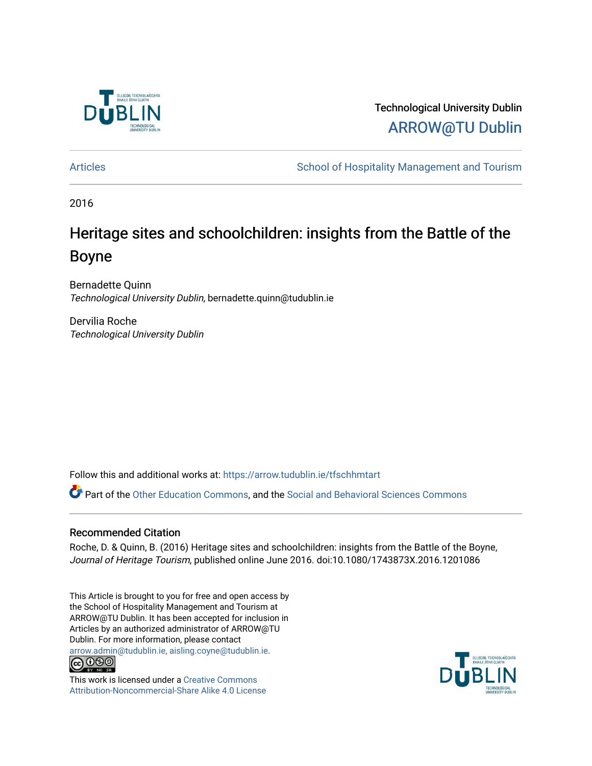Technological University Dublin

ARROW@TU Dublin

Articles

School of Hospitality Management and Tourism

2016

# Heritage sites and schoolchildren: insights from the Battle of the Boyne

Bernadette Quinn
*Technological University Dublin*, bernadette.quinn@tudublin.ie

Dervilia Roche
*Technological University Dublin*

Follow this and additional works at: https://arrow.tudublin.ie/tfschhmtart

Part of the Other Education Commons, and the Social and Behavioral Sciences Commons

## Recommended Citation

Roche, D. & Quinn, B. (2016) Heritage sites and schoolchildren: insights from the Battle of the Boyne, *Journal of Heritage Tourism*, published online June 2016. doi:10.1080/1743873X.2016.1201086

This Article is brought to you for free and open access by the School of Hospitality Management and Tourism at ARROW@TU Dublin. It has been accepted for inclusion in Articles by an authorized administrator of ARROW@TU Dublin. For more information, please contact arrow.admin@tudublin.ie, aisling.coyne@tudublin.ie.

This work is licensed under a Creative Commons Attribution-Noncommercial-Share Alike 4.0 License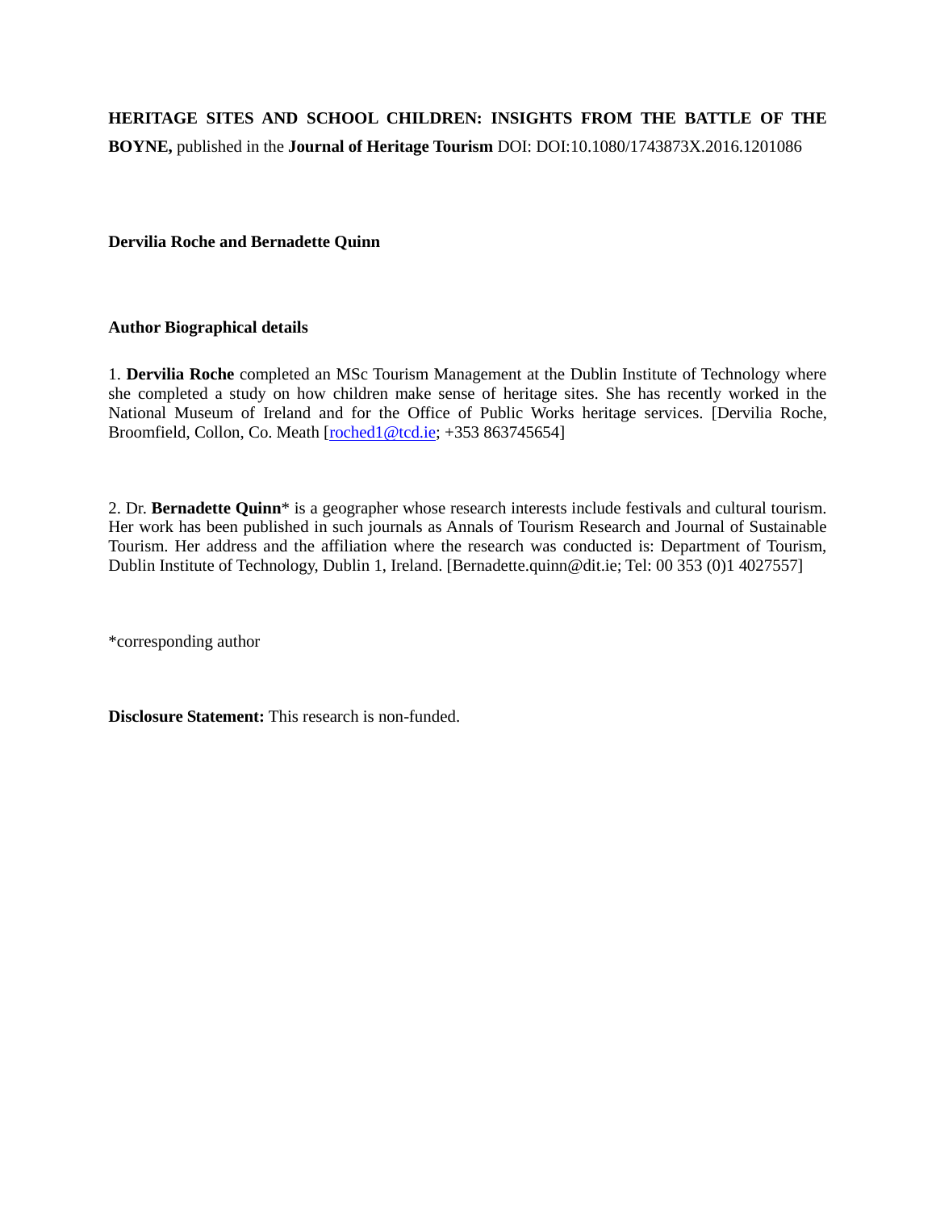**HERITAGE SITES AND SCHOOL CHILDREN: INSIGHTS FROM THE BATTLE OF THE BOYNE,** published in the **Journal of Heritage Tourism** DOI: DOI:10.1080/1743873X.2016.1201086

**Dervilia Roche and Bernadette Quinn**

**Author Biographical details**

1. **Dervilia Roche** completed an MSc Tourism Management at the Dublin Institute of Technology where she completed a study on how children make sense of heritage sites. She has recently worked in the National Museum of Ireland and for the Office of Public Works heritage services. [Dervilia Roche, Broomfield, Collon, Co. Meath [roched1@tcd.ie; +353 863745654]

2. Dr. **Bernadette Quinn*** is a geographer whose research interests include festivals and cultural tourism. Her work has been published in such journals as Annals of Tourism Research and Journal of Sustainable Tourism. Her address and the affiliation where the research was conducted is: Department of Tourism, Dublin Institute of Technology, Dublin 1, Ireland. [Bernadette.quinn@dit.ie; Tel: 00 353 (0)1 4027557]

*corresponding author

**Disclosure Statement:** This research is non-funded.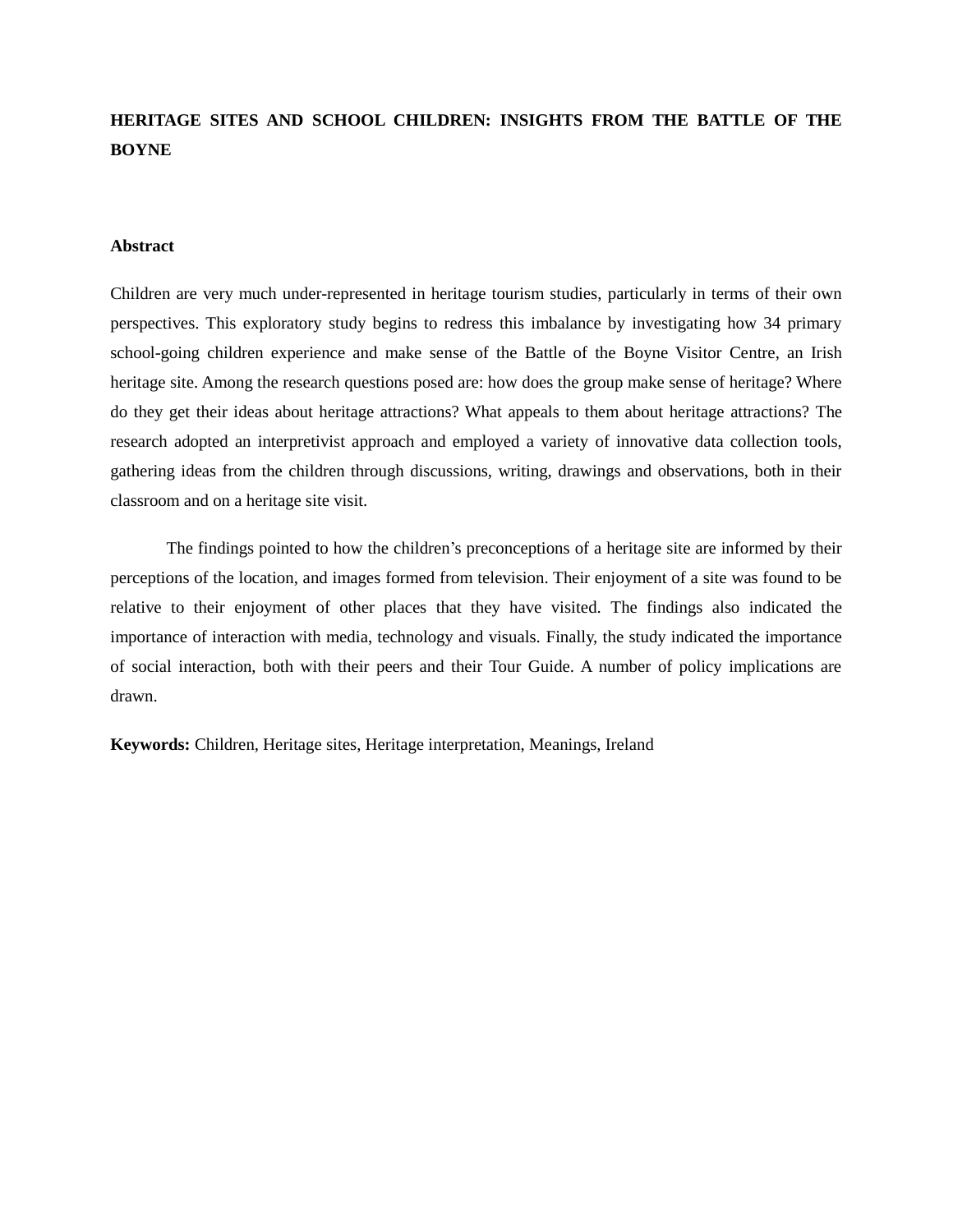**HERITAGE SITES AND SCHOOL CHILDREN: INSIGHTS FROM THE BATTLE OF THE BOYNE**

**Abstract**

Children are very much under-represented in heritage tourism studies, particularly in terms of their own perspectives. This exploratory study begins to redress this imbalance by investigating how 34 primary school-going children experience and make sense of the Battle of the Boyne Visitor Centre, an Irish heritage site. Among the research questions posed are: how does the group make sense of heritage? Where do they get their ideas about heritage attractions? What appeals to them about heritage attractions? The research adopted an interpretivist approach and employed a variety of innovative data collection tools, gathering ideas from the children through discussions, writing, drawings and observations, both in their classroom and on a heritage site visit.

The findings pointed to how the children's preconceptions of a heritage site are informed by their perceptions of the location, and images formed from television. Their enjoyment of a site was found to be relative to their enjoyment of other places that they have visited. The findings also indicated the importance of interaction with media, technology and visuals. Finally, the study indicated the importance of social interaction, both with their peers and their Tour Guide. A number of policy implications are drawn.

**Keywords:** Children, Heritage sites, Heritage interpretation, Meanings, Ireland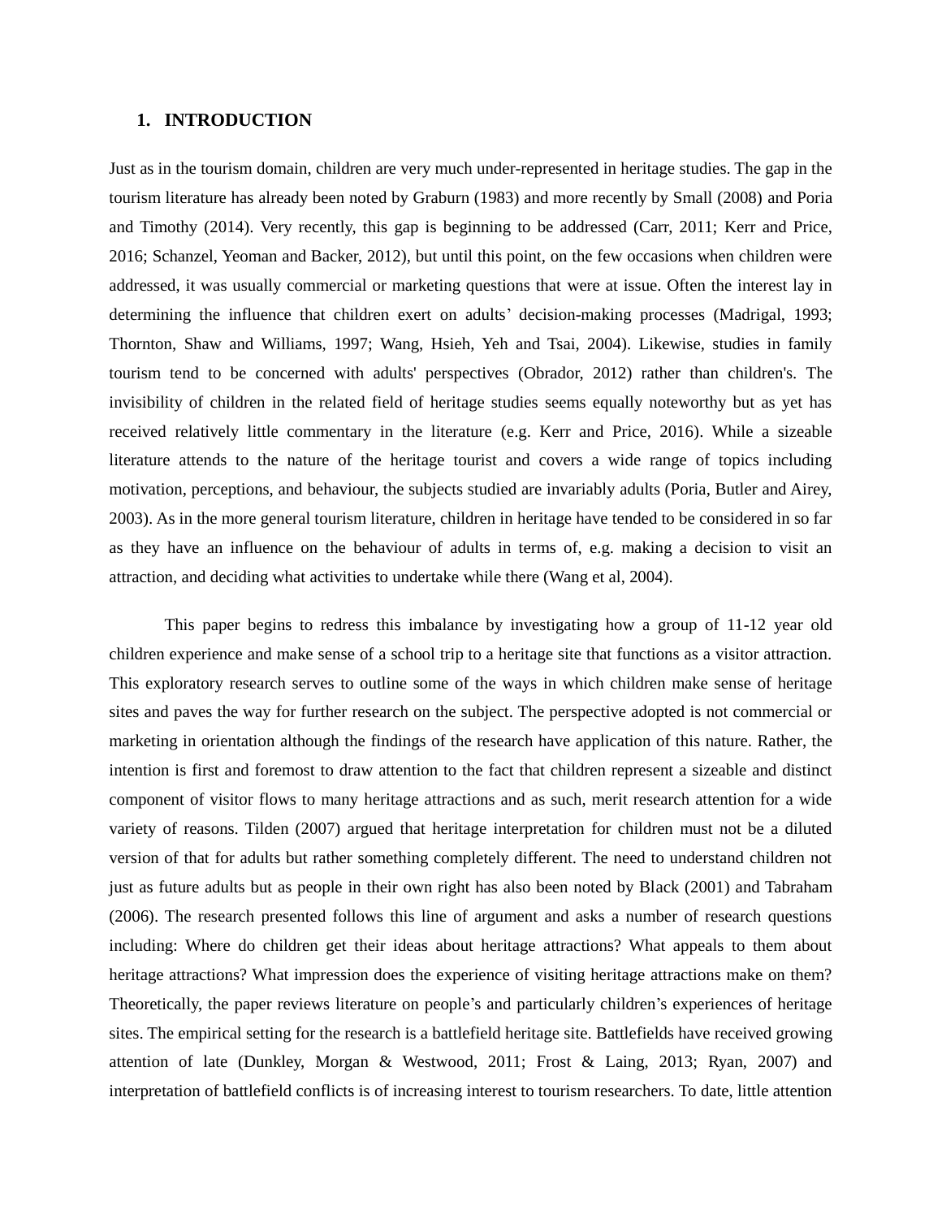# 1. INTRODUCTION

Just as in the tourism domain, children are very much under-represented in heritage studies. The gap in the tourism literature has already been noted by Graburn (1983) and more recently by Small (2008) and Poria and Timothy (2014). Very recently, this gap is beginning to be addressed (Carr, 2011; Kerr and Price, 2016; Schanzel, Yeoman and Backer, 2012), but until this point, on the few occasions when children were addressed, it was usually commercial or marketing questions that were at issue. Often the interest lay in determining the influence that children exert on adults' decision-making processes (Madrigal, 1993; Thornton, Shaw and Williams, 1997; Wang, Hsieh, Yeh and Tsai, 2004). Likewise, studies in family tourism tend to be concerned with adults' perspectives (Obrador, 2012) rather than children's. The invisibility of children in the related field of heritage studies seems equally noteworthy but as yet has received relatively little commentary in the literature (e.g. Kerr and Price, 2016). While a sizeable literature attends to the nature of the heritage tourist and covers a wide range of topics including motivation, perceptions, and behaviour, the subjects studied are invariably adults (Poria, Butler and Airey, 2003). As in the more general tourism literature, children in heritage have tended to be considered in so far as they have an influence on the behaviour of adults in terms of, e.g. making a decision to visit an attraction, and deciding what activities to undertake while there (Wang et al, 2004).

This paper begins to redress this imbalance by investigating how a group of 11-12 year old children experience and make sense of a school trip to a heritage site that functions as a visitor attraction. This exploratory research serves to outline some of the ways in which children make sense of heritage sites and paves the way for further research on the subject. The perspective adopted is not commercial or marketing in orientation although the findings of the research have application of this nature. Rather, the intention is first and foremost to draw attention to the fact that children represent a sizeable and distinct component of visitor flows to many heritage attractions and as such, merit research attention for a wide variety of reasons. Tilden (2007) argued that heritage interpretation for children must not be a diluted version of that for adults but rather something completely different. The need to understand children not just as future adults but as people in their own right has also been noted by Black (2001) and Tabraham (2006). The research presented follows this line of argument and asks a number of research questions including: Where do children get their ideas about heritage attractions? What appeals to them about heritage attractions? What impression does the experience of visiting heritage attractions make on them? Theoretically, the paper reviews literature on people's and particularly children's experiences of heritage sites. The empirical setting for the research is a battlefield heritage site. Battlefields have received growing attention of late (Dunkley, Morgan & Westwood, 2011; Frost & Laing, 2013; Ryan, 2007) and interpretation of battlefield conflicts is of increasing interest to tourism researchers. To date, little attention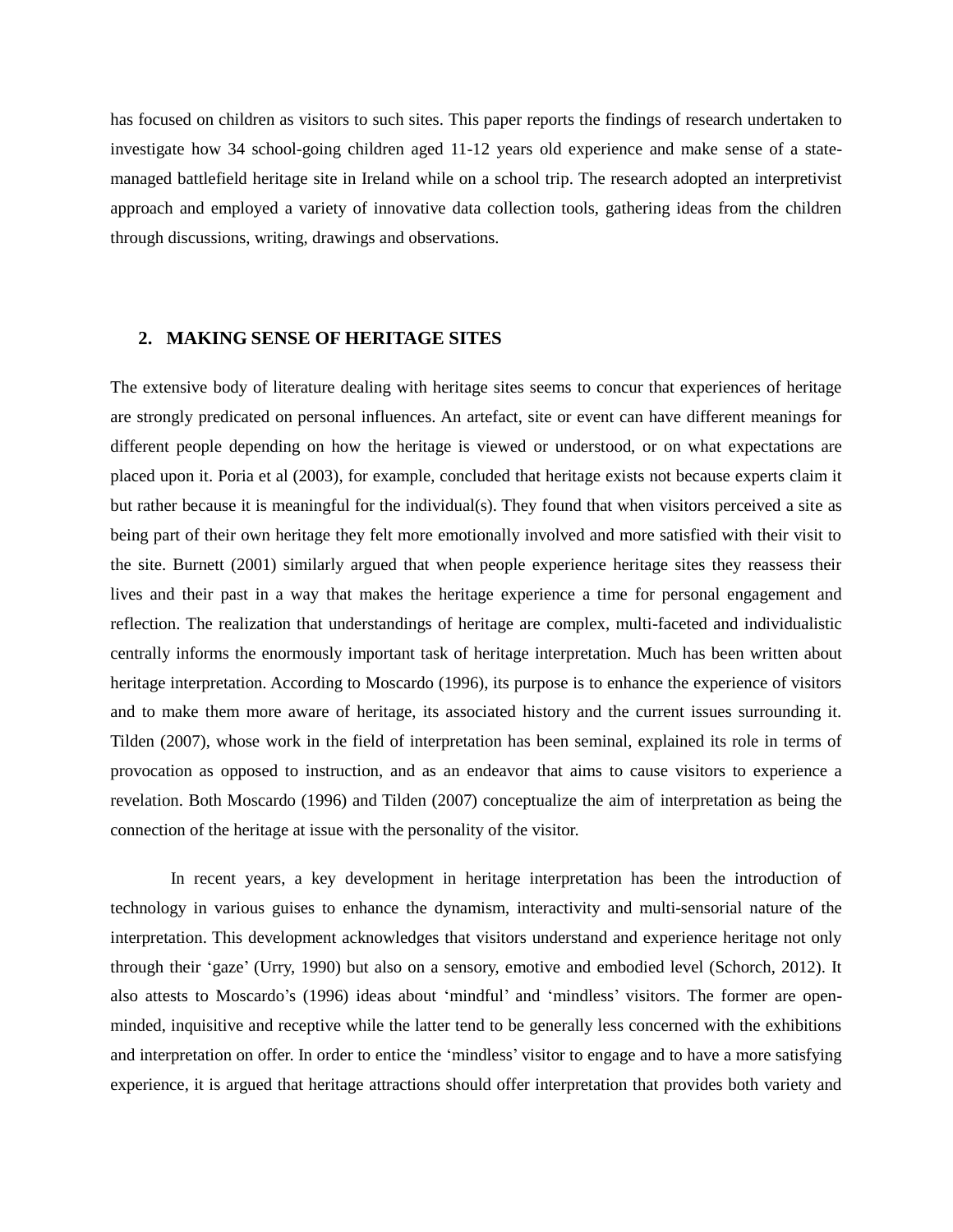has focused on children as visitors to such sites. This paper reports the findings of research undertaken to investigate how 34 school-going children aged 11-12 years old experience and make sense of a state-managed battlefield heritage site in Ireland while on a school trip. The research adopted an interpretivist approach and employed a variety of innovative data collection tools, gathering ideas from the children through discussions, writing, drawings and observations.

## 2. MAKING SENSE OF HERITAGE SITES

The extensive body of literature dealing with heritage sites seems to concur that experiences of heritage are strongly predicated on personal influences. An artefact, site or event can have different meanings for different people depending on how the heritage is viewed or understood, or on what expectations are placed upon it. Poria et al (2003), for example, concluded that heritage exists not because experts claim it but rather because it is meaningful for the individual(s). They found that when visitors perceived a site as being part of their own heritage they felt more emotionally involved and more satisfied with their visit to the site. Burnett (2001) similarly argued that when people experience heritage sites they reassess their lives and their past in a way that makes the heritage experience a time for personal engagement and reflection. The realization that understandings of heritage are complex, multi-faceted and individualistic centrally informs the enormously important task of heritage interpretation. Much has been written about heritage interpretation. According to Moscardo (1996), its purpose is to enhance the experience of visitors and to make them more aware of heritage, its associated history and the current issues surrounding it. Tilden (2007), whose work in the field of interpretation has been seminal, explained its role in terms of provocation as opposed to instruction, and as an endeavor that aims to cause visitors to experience a revelation. Both Moscardo (1996) and Tilden (2007) conceptualize the aim of interpretation as being the connection of the heritage at issue with the personality of the visitor.

In recent years, a key development in heritage interpretation has been the introduction of technology in various guises to enhance the dynamism, interactivity and multi-sensorial nature of the interpretation. This development acknowledges that visitors understand and experience heritage not only through their 'gaze' (Urry, 1990) but also on a sensory, emotive and embodied level (Schorch, 2012). It also attests to Moscardo's (1996) ideas about 'mindful' and 'mindless' visitors. The former are open-minded, inquisitive and receptive while the latter tend to be generally less concerned with the exhibitions and interpretation on offer. In order to entice the 'mindless' visitor to engage and to have a more satisfying experience, it is argued that heritage attractions should offer interpretation that provides both variety and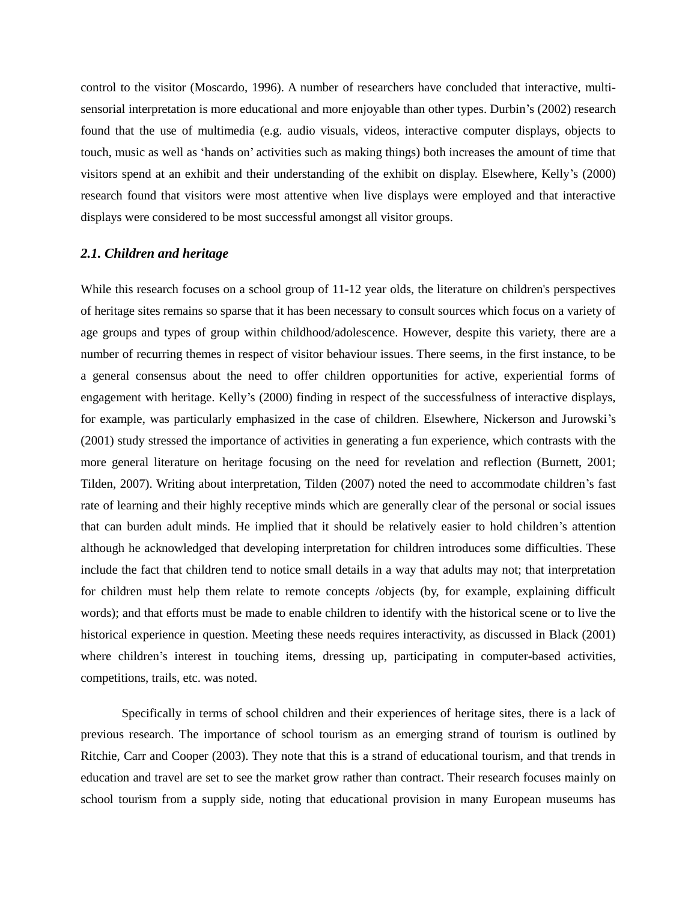control to the visitor (Moscardo, 1996). A number of researchers have concluded that interactive, multi-sensorial interpretation is more educational and more enjoyable than other types. Durbin's (2002) research found that the use of multimedia (e.g. audio visuals, videos, interactive computer displays, objects to touch, music as well as 'hands on' activities such as making things) both increases the amount of time that visitors spend at an exhibit and their understanding of the exhibit on display. Elsewhere, Kelly's (2000) research found that visitors were most attentive when live displays were employed and that interactive displays were considered to be most successful amongst all visitor groups.

### *2.1. Children and heritage*

While this research focuses on a school group of 11-12 year olds, the literature on children's perspectives of heritage sites remains so sparse that it has been necessary to consult sources which focus on a variety of age groups and types of group within childhood/adolescence. However, despite this variety, there are a number of recurring themes in respect of visitor behaviour issues. There seems, in the first instance, to be a general consensus about the need to offer children opportunities for active, experiential forms of engagement with heritage. Kelly's (2000) finding in respect of the successfulness of interactive displays, for example, was particularly emphasized in the case of children. Elsewhere, Nickerson and Jurowski's (2001) study stressed the importance of activities in generating a fun experience, which contrasts with the more general literature on heritage focusing on the need for revelation and reflection (Burnett, 2001; Tilden, 2007). Writing about interpretation, Tilden (2007) noted the need to accommodate children's fast rate of learning and their highly receptive minds which are generally clear of the personal or social issues that can burden adult minds. He implied that it should be relatively easier to hold children's attention although he acknowledged that developing interpretation for children introduces some difficulties. These include the fact that children tend to notice small details in a way that adults may not; that interpretation for children must help them relate to remote concepts /objects (by, for example, explaining difficult words); and that efforts must be made to enable children to identify with the historical scene or to live the historical experience in question. Meeting these needs requires interactivity, as discussed in Black (2001) where children's interest in touching items, dressing up, participating in computer-based activities, competitions, trails, etc. was noted.

Specifically in terms of school children and their experiences of heritage sites, there is a lack of previous research. The importance of school tourism as an emerging strand of tourism is outlined by Ritchie, Carr and Cooper (2003). They note that this is a strand of educational tourism, and that trends in education and travel are set to see the market grow rather than contract. Their research focuses mainly on school tourism from a supply side, noting that educational provision in many European museums has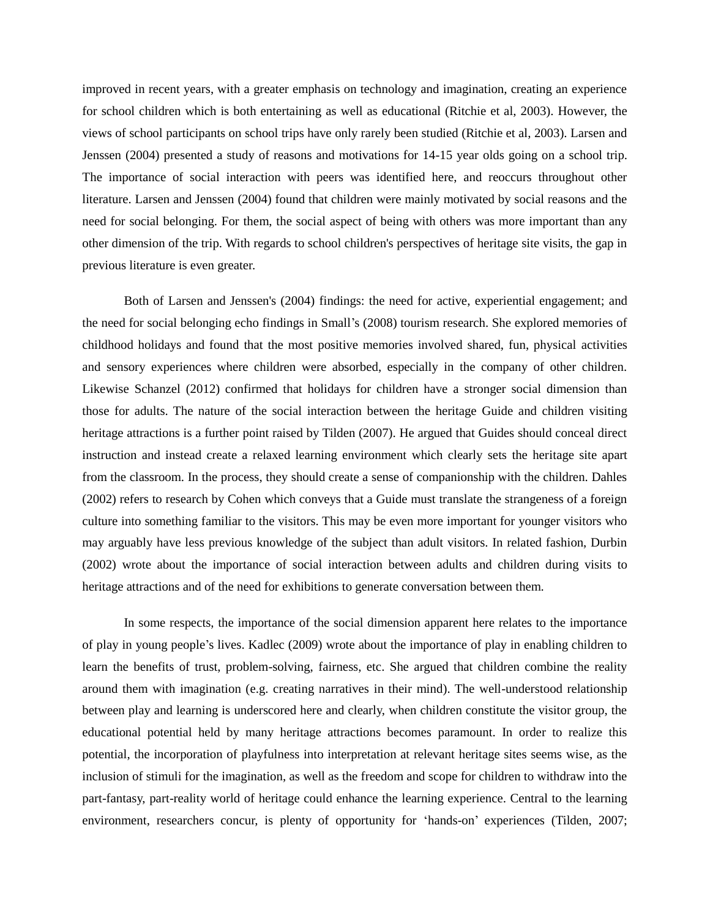improved in recent years, with a greater emphasis on technology and imagination, creating an experience for school children which is both entertaining as well as educational (Ritchie et al, 2003). However, the views of school participants on school trips have only rarely been studied (Ritchie et al, 2003). Larsen and Jenssen (2004) presented a study of reasons and motivations for 14-15 year olds going on a school trip. The importance of social interaction with peers was identified here, and reoccurs throughout other literature. Larsen and Jenssen (2004) found that children were mainly motivated by social reasons and the need for social belonging. For them, the social aspect of being with others was more important than any other dimension of the trip. With regards to school children's perspectives of heritage site visits, the gap in previous literature is even greater.

Both of Larsen and Jenssen's (2004) findings: the need for active, experiential engagement; and the need for social belonging echo findings in Small's (2008) tourism research. She explored memories of childhood holidays and found that the most positive memories involved shared, fun, physical activities and sensory experiences where children were absorbed, especially in the company of other children. Likewise Schanzel (2012) confirmed that holidays for children have a stronger social dimension than those for adults. The nature of the social interaction between the heritage Guide and children visiting heritage attractions is a further point raised by Tilden (2007). He argued that Guides should conceal direct instruction and instead create a relaxed learning environment which clearly sets the heritage site apart from the classroom. In the process, they should create a sense of companionship with the children. Dahles (2002) refers to research by Cohen which conveys that a Guide must translate the strangeness of a foreign culture into something familiar to the visitors. This may be even more important for younger visitors who may arguably have less previous knowledge of the subject than adult visitors. In related fashion, Durbin (2002) wrote about the importance of social interaction between adults and children during visits to heritage attractions and of the need for exhibitions to generate conversation between them.

In some respects, the importance of the social dimension apparent here relates to the importance of play in young people's lives. Kadlec (2009) wrote about the importance of play in enabling children to learn the benefits of trust, problem-solving, fairness, etc. She argued that children combine the reality around them with imagination (e.g. creating narratives in their mind). The well-understood relationship between play and learning is underscored here and clearly, when children constitute the visitor group, the educational potential held by many heritage attractions becomes paramount. In order to realize this potential, the incorporation of playfulness into interpretation at relevant heritage sites seems wise, as the inclusion of stimuli for the imagination, as well as the freedom and scope for children to withdraw into the part-fantasy, part-reality world of heritage could enhance the learning experience. Central to the learning environment, researchers concur, is plenty of opportunity for 'hands-on' experiences (Tilden, 2007;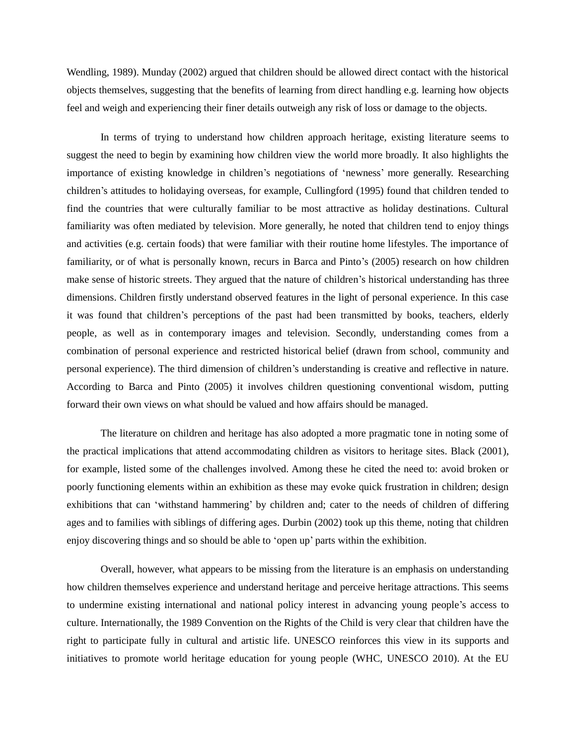Wendling, 1989). Munday (2002) argued that children should be allowed direct contact with the historical objects themselves, suggesting that the benefits of learning from direct handling e.g. learning how objects feel and weigh and experiencing their finer details outweigh any risk of loss or damage to the objects.

In terms of trying to understand how children approach heritage, existing literature seems to suggest the need to begin by examining how children view the world more broadly. It also highlights the importance of existing knowledge in children's negotiations of 'newness' more generally. Researching children's attitudes to holidaying overseas, for example, Cullingford (1995) found that children tended to find the countries that were culturally familiar to be most attractive as holiday destinations. Cultural familiarity was often mediated by television. More generally, he noted that children tend to enjoy things and activities (e.g. certain foods) that were familiar with their routine home lifestyles. The importance of familiarity, or of what is personally known, recurs in Barca and Pinto's (2005) research on how children make sense of historic streets. They argued that the nature of children's historical understanding has three dimensions. Children firstly understand observed features in the light of personal experience. In this case it was found that children's perceptions of the past had been transmitted by books, teachers, elderly people, as well as in contemporary images and television. Secondly, understanding comes from a combination of personal experience and restricted historical belief (drawn from school, community and personal experience). The third dimension of children's understanding is creative and reflective in nature. According to Barca and Pinto (2005) it involves children questioning conventional wisdom, putting forward their own views on what should be valued and how affairs should be managed.

The literature on children and heritage has also adopted a more pragmatic tone in noting some of the practical implications that attend accommodating children as visitors to heritage sites. Black (2001), for example, listed some of the challenges involved. Among these he cited the need to: avoid broken or poorly functioning elements within an exhibition as these may evoke quick frustration in children; design exhibitions that can 'withstand hammering' by children and; cater to the needs of children of differing ages and to families with siblings of differing ages. Durbin (2002) took up this theme, noting that children enjoy discovering things and so should be able to 'open up' parts within the exhibition.

Overall, however, what appears to be missing from the literature is an emphasis on understanding how children themselves experience and understand heritage and perceive heritage attractions. This seems to undermine existing international and national policy interest in advancing young people's access to culture. Internationally, the 1989 Convention on the Rights of the Child is very clear that children have the right to participate fully in cultural and artistic life. UNESCO reinforces this view in its supports and initiatives to promote world heritage education for young people (WHC, UNESCO 2010). At the EU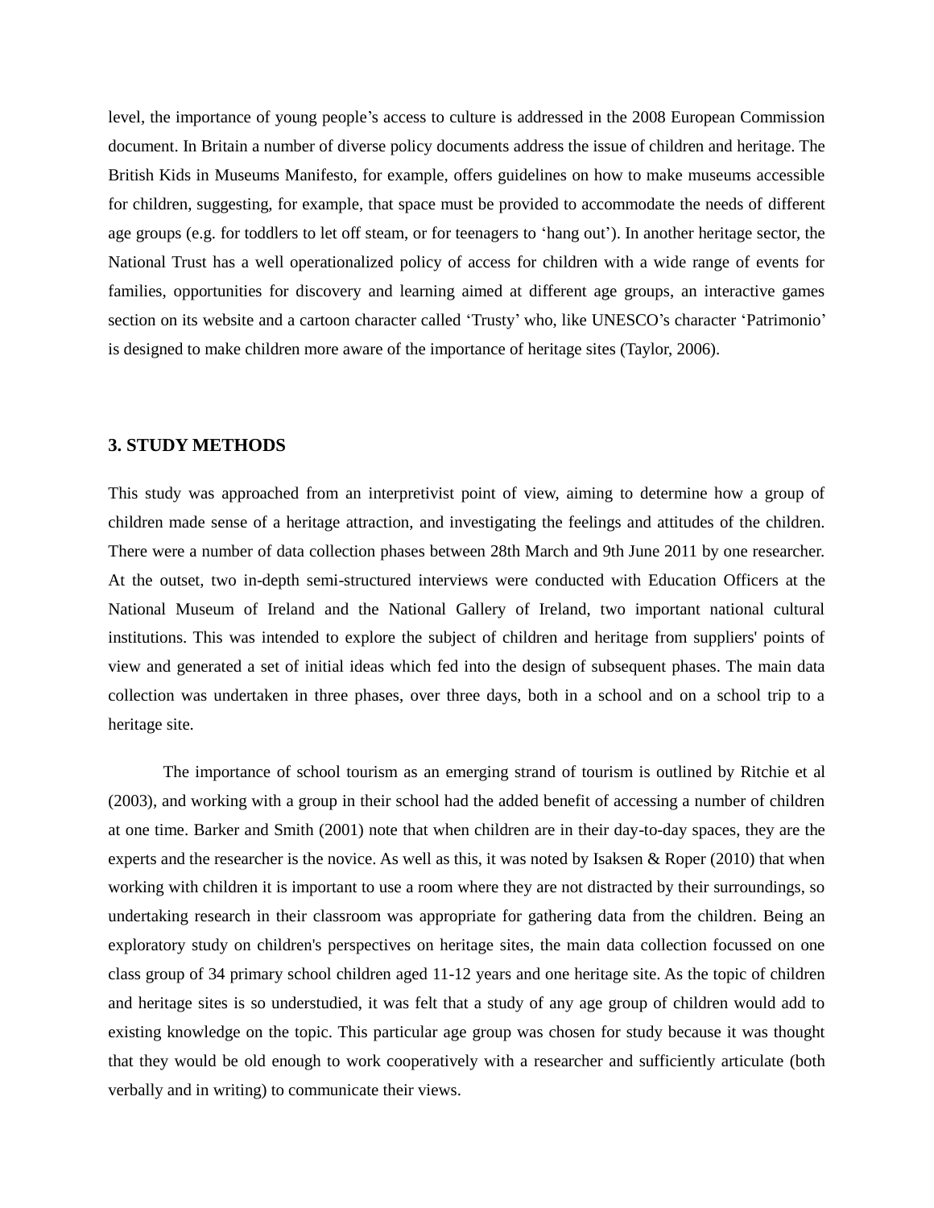level, the importance of young people's access to culture is addressed in the 2008 European Commission document. In Britain a number of diverse policy documents address the issue of children and heritage. The British Kids in Museums Manifesto, for example, offers guidelines on how to make museums accessible for children, suggesting, for example, that space must be provided to accommodate the needs of different age groups (e.g. for toddlers to let off steam, or for teenagers to 'hang out'). In another heritage sector, the National Trust has a well operationalized policy of access for children with a wide range of events for families, opportunities for discovery and learning aimed at different age groups, an interactive games section on its website and a cartoon character called 'Trusty' who, like UNESCO's character 'Patrimonio' is designed to make children more aware of the importance of heritage sites (Taylor, 2006).

## 3. STUDY METHODS

This study was approached from an interpretivist point of view, aiming to determine how a group of children made sense of a heritage attraction, and investigating the feelings and attitudes of the children. There were a number of data collection phases between 28th March and 9th June 2011 by one researcher. At the outset, two in-depth semi-structured interviews were conducted with Education Officers at the National Museum of Ireland and the National Gallery of Ireland, two important national cultural institutions. This was intended to explore the subject of children and heritage from suppliers' points of view and generated a set of initial ideas which fed into the design of subsequent phases. The main data collection was undertaken in three phases, over three days, both in a school and on a school trip to a heritage site.

The importance of school tourism as an emerging strand of tourism is outlined by Ritchie et al (2003), and working with a group in their school had the added benefit of accessing a number of children at one time. Barker and Smith (2001) note that when children are in their day-to-day spaces, they are the experts and the researcher is the novice. As well as this, it was noted by Isaksen & Roper (2010) that when working with children it is important to use a room where they are not distracted by their surroundings, so undertaking research in their classroom was appropriate for gathering data from the children. Being an exploratory study on children's perspectives on heritage sites, the main data collection focussed on one class group of 34 primary school children aged 11-12 years and one heritage site. As the topic of children and heritage sites is so understudied, it was felt that a study of any age group of children would add to existing knowledge on the topic. This particular age group was chosen for study because it was thought that they would be old enough to work cooperatively with a researcher and sufficiently articulate (both verbally and in writing) to communicate their views.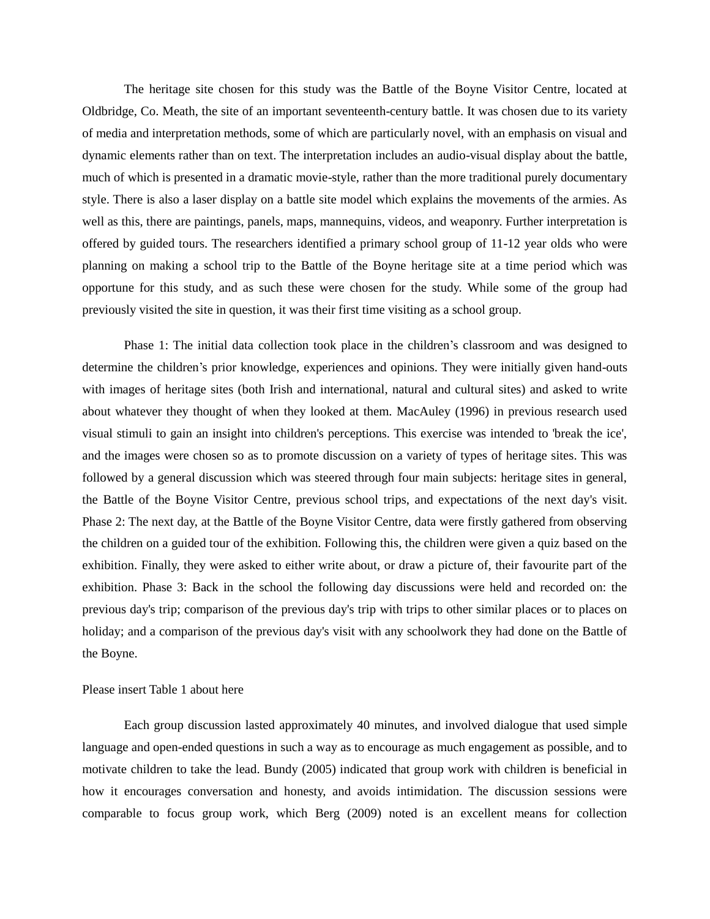The heritage site chosen for this study was the Battle of the Boyne Visitor Centre, located at Oldbridge, Co. Meath, the site of an important seventeenth-century battle. It was chosen due to its variety of media and interpretation methods, some of which are particularly novel, with an emphasis on visual and dynamic elements rather than on text. The interpretation includes an audio-visual display about the battle, much of which is presented in a dramatic movie-style, rather than the more traditional purely documentary style. There is also a laser display on a battle site model which explains the movements of the armies. As well as this, there are paintings, panels, maps, mannequins, videos, and weaponry. Further interpretation is offered by guided tours. The researchers identified a primary school group of 11-12 year olds who were planning on making a school trip to the Battle of the Boyne heritage site at a time period which was opportune for this study, and as such these were chosen for the study. While some of the group had previously visited the site in question, it was their first time visiting as a school group.

Phase 1: The initial data collection took place in the children's classroom and was designed to determine the children's prior knowledge, experiences and opinions. They were initially given hand-outs with images of heritage sites (both Irish and international, natural and cultural sites) and asked to write about whatever they thought of when they looked at them. MacAuley (1996) in previous research used visual stimuli to gain an insight into children's perceptions. This exercise was intended to 'break the ice', and the images were chosen so as to promote discussion on a variety of types of heritage sites. This was followed by a general discussion which was steered through four main subjects: heritage sites in general, the Battle of the Boyne Visitor Centre, previous school trips, and expectations of the next day's visit. Phase 2: The next day, at the Battle of the Boyne Visitor Centre, data were firstly gathered from observing the children on a guided tour of the exhibition. Following this, the children were given a quiz based on the exhibition. Finally, they were asked to either write about, or draw a picture of, their favourite part of the exhibition. Phase 3: Back in the school the following day discussions were held and recorded on: the previous day's trip; comparison of the previous day's trip with trips to other similar places or to places on holiday; and a comparison of the previous day's visit with any schoolwork they had done on the Battle of the Boyne.

Please insert Table 1 about here

Each group discussion lasted approximately 40 minutes, and involved dialogue that used simple language and open-ended questions in such a way as to encourage as much engagement as possible, and to motivate children to take the lead. Bundy (2005) indicated that group work with children is beneficial in how it encourages conversation and honesty, and avoids intimidation. The discussion sessions were comparable to focus group work, which Berg (2009) noted is an excellent means for collection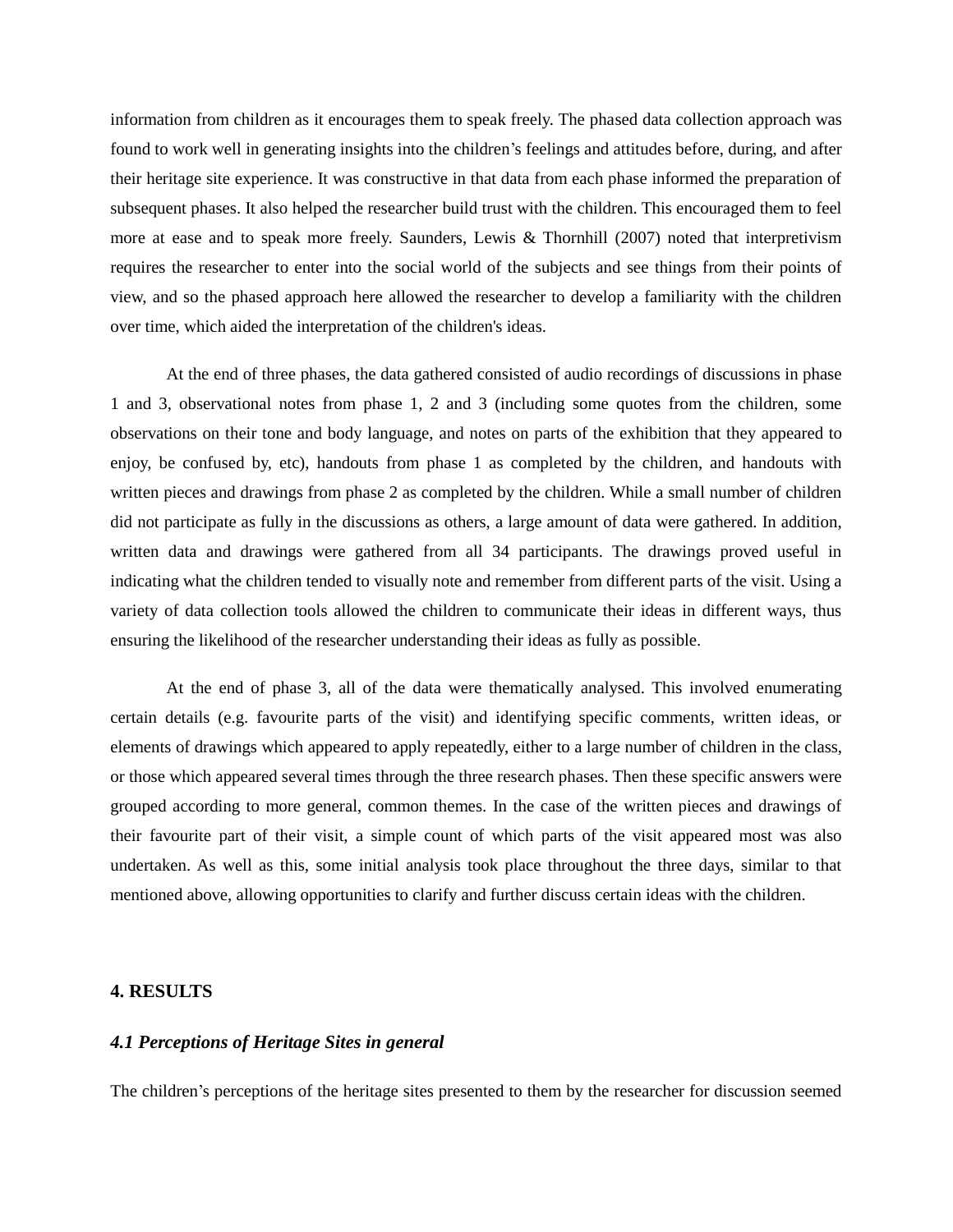information from children as it encourages them to speak freely. The phased data collection approach was found to work well in generating insights into the children's feelings and attitudes before, during, and after their heritage site experience. It was constructive in that data from each phase informed the preparation of subsequent phases. It also helped the researcher build trust with the children. This encouraged them to feel more at ease and to speak more freely. Saunders, Lewis & Thornhill (2007) noted that interpretivism requires the researcher to enter into the social world of the subjects and see things from their points of view, and so the phased approach here allowed the researcher to develop a familiarity with the children over time, which aided the interpretation of the children's ideas.

At the end of three phases, the data gathered consisted of audio recordings of discussions in phase 1 and 3, observational notes from phase 1, 2 and 3 (including some quotes from the children, some observations on their tone and body language, and notes on parts of the exhibition that they appeared to enjoy, be confused by, etc), handouts from phase 1 as completed by the children, and handouts with written pieces and drawings from phase 2 as completed by the children. While a small number of children did not participate as fully in the discussions as others, a large amount of data were gathered. In addition, written data and drawings were gathered from all 34 participants. The drawings proved useful in indicating what the children tended to visually note and remember from different parts of the visit. Using a variety of data collection tools allowed the children to communicate their ideas in different ways, thus ensuring the likelihood of the researcher understanding their ideas as fully as possible.

At the end of phase 3, all of the data were thematically analysed. This involved enumerating certain details (e.g. favourite parts of the visit) and identifying specific comments, written ideas, or elements of drawings which appeared to apply repeatedly, either to a large number of children in the class, or those which appeared several times through the three research phases. Then these specific answers were grouped according to more general, common themes. In the case of the written pieces and drawings of their favourite part of their visit, a simple count of which parts of the visit appeared most was also undertaken. As well as this, some initial analysis took place throughout the three days, similar to that mentioned above, allowing opportunities to clarify and further discuss certain ideas with the children.

## 4. RESULTS

### *4.1 Perceptions of Heritage Sites in general*

The children's perceptions of the heritage sites presented to them by the researcher for discussion seemed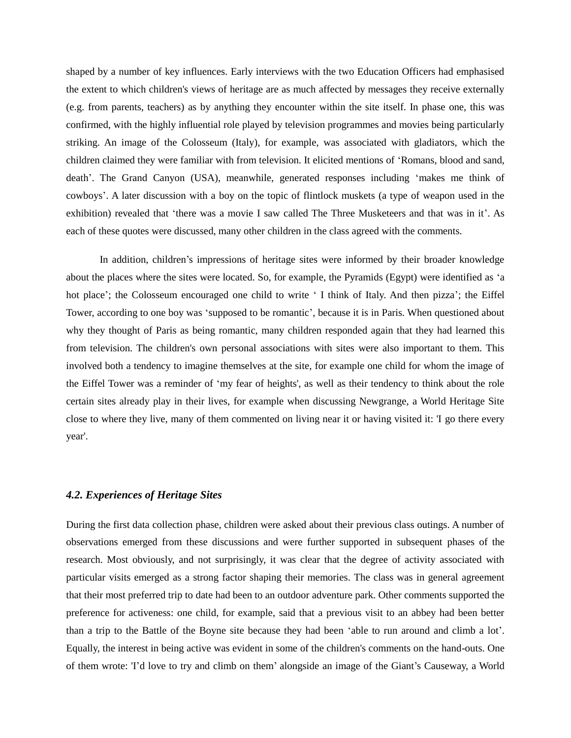shaped by a number of key influences. Early interviews with the two Education Officers had emphasised the extent to which children's views of heritage are as much affected by messages they receive externally (e.g. from parents, teachers) as by anything they encounter within the site itself. In phase one, this was confirmed, with the highly influential role played by television programmes and movies being particularly striking. An image of the Colosseum (Italy), for example, was associated with gladiators, which the children claimed they were familiar with from television. It elicited mentions of 'Romans, blood and sand, death'. The Grand Canyon (USA), meanwhile, generated responses including 'makes me think of cowboys'. A later discussion with a boy on the topic of flintlock muskets (a type of weapon used in the exhibition) revealed that 'there was a movie I saw called The Three Musketeers and that was in it'. As each of these quotes were discussed, many other children in the class agreed with the comments.

In addition, children's impressions of heritage sites were informed by their broader knowledge about the places where the sites were located. So, for example, the Pyramids (Egypt) were identified as 'a hot place'; the Colosseum encouraged one child to write ' I think of Italy. And then pizza'; the Eiffel Tower, according to one boy was 'supposed to be romantic', because it is in Paris. When questioned about why they thought of Paris as being romantic, many children responded again that they had learned this from television. The children's own personal associations with sites were also important to them. This involved both a tendency to imagine themselves at the site, for example one child for whom the image of the Eiffel Tower was a reminder of 'my fear of heights', as well as their tendency to think about the role certain sites already play in their lives, for example when discussing Newgrange, a World Heritage Site close to where they live, many of them commented on living near it or having visited it: 'I go there every year'.

### *4.2. Experiences of Heritage Sites*

During the first data collection phase, children were asked about their previous class outings. A number of observations emerged from these discussions and were further supported in subsequent phases of the research. Most obviously, and not surprisingly, it was clear that the degree of activity associated with particular visits emerged as a strong factor shaping their memories. The class was in general agreement that their most preferred trip to date had been to an outdoor adventure park. Other comments supported the preference for activeness: one child, for example, said that a previous visit to an abbey had been better than a trip to the Battle of the Boyne site because they had been 'able to run around and climb a lot'. Equally, the interest in being active was evident in some of the children's comments on the hand-outs. One of them wrote: 'I'd love to try and climb on them' alongside an image of the Giant's Causeway, a World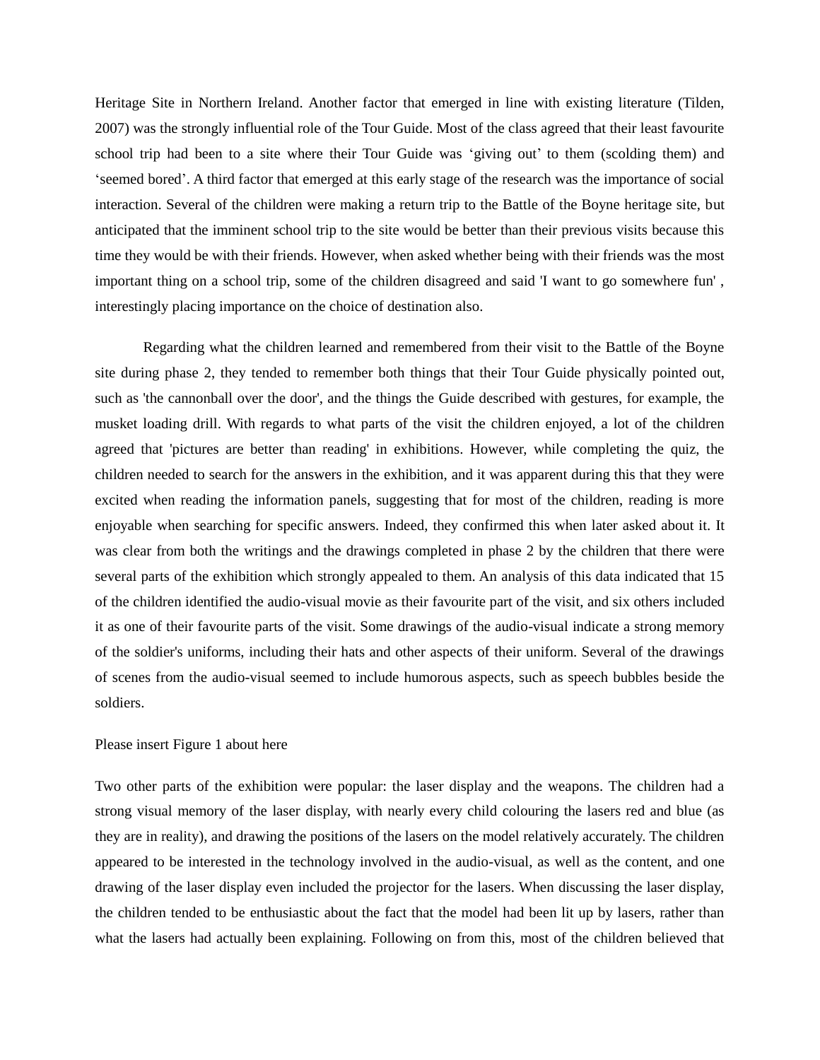Heritage Site in Northern Ireland. Another factor that emerged in line with existing literature (Tilden, 2007) was the strongly influential role of the Tour Guide. Most of the class agreed that their least favourite school trip had been to a site where their Tour Guide was ‘giving out’ to them (scolding them) and ‘seemed bored’. A third factor that emerged at this early stage of the research was the importance of social interaction. Several of the children were making a return trip to the Battle of the Boyne heritage site, but anticipated that the imminent school trip to the site would be better than their previous visits because this time they would be with their friends. However, when asked whether being with their friends was the most important thing on a school trip, some of the children disagreed and said 'I want to go somewhere fun' , interestingly placing importance on the choice of destination also.

Regarding what the children learned and remembered from their visit to the Battle of the Boyne site during phase 2, they tended to remember both things that their Tour Guide physically pointed out, such as 'the cannonball over the door', and the things the Guide described with gestures, for example, the musket loading drill. With regards to what parts of the visit the children enjoyed, a lot of the children agreed that 'pictures are better than reading' in exhibitions. However, while completing the quiz, the children needed to search for the answers in the exhibition, and it was apparent during this that they were excited when reading the information panels, suggesting that for most of the children, reading is more enjoyable when searching for specific answers. Indeed, they confirmed this when later asked about it. It was clear from both the writings and the drawings completed in phase 2 by the children that there were several parts of the exhibition which strongly appealed to them. An analysis of this data indicated that 15 of the children identified the audio-visual movie as their favourite part of the visit, and six others included it as one of their favourite parts of the visit. Some drawings of the audio-visual indicate a strong memory of the soldier's uniforms, including their hats and other aspects of their uniform. Several of the drawings of scenes from the audio-visual seemed to include humorous aspects, such as speech bubbles beside the soldiers.

Please insert Figure 1 about here

Two other parts of the exhibition were popular: the laser display and the weapons. The children had a strong visual memory of the laser display, with nearly every child colouring the lasers red and blue (as they are in reality), and drawing the positions of the lasers on the model relatively accurately. The children appeared to be interested in the technology involved in the audio-visual, as well as the content, and one drawing of the laser display even included the projector for the lasers. When discussing the laser display, the children tended to be enthusiastic about the fact that the model had been lit up by lasers, rather than what the lasers had actually been explaining. Following on from this, most of the children believed that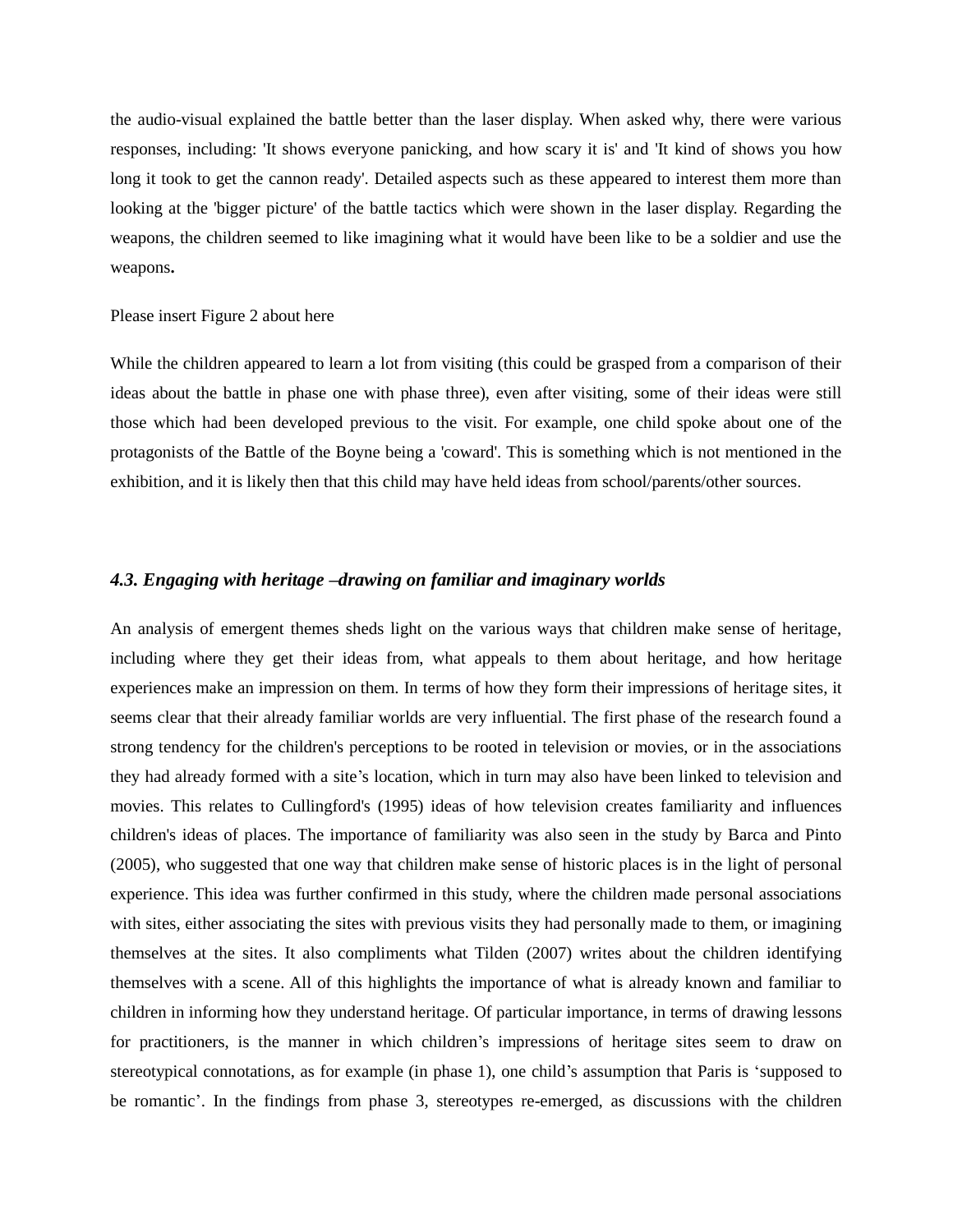the audio-visual explained the battle better than the laser display. When asked why, there were various responses, including: 'It shows everyone panicking, and how scary it is' and 'It kind of shows you how long it took to get the cannon ready'. Detailed aspects such as these appeared to interest them more than looking at the 'bigger picture' of the battle tactics which were shown in the laser display. Regarding the weapons, the children seemed to like imagining what it would have been like to be a soldier and use the weapons**.**

Please insert Figure 2 about here

While the children appeared to learn a lot from visiting (this could be grasped from a comparison of their ideas about the battle in phase one with phase three), even after visiting, some of their ideas were still those which had been developed previous to the visit. For example, one child spoke about one of the protagonists of the Battle of the Boyne being a 'coward'. This is something which is not mentioned in the exhibition, and it is likely then that this child may have held ideas from school/parents/other sources.

### *4.3. Engaging with heritage –drawing on familiar and imaginary worlds*

An analysis of emergent themes sheds light on the various ways that children make sense of heritage, including where they get their ideas from, what appeals to them about heritage, and how heritage experiences make an impression on them. In terms of how they form their impressions of heritage sites, it seems clear that their already familiar worlds are very influential. The first phase of the research found a strong tendency for the children's perceptions to be rooted in television or movies, or in the associations they had already formed with a site's location, which in turn may also have been linked to television and movies. This relates to Cullingford's (1995) ideas of how television creates familiarity and influences children's ideas of places. The importance of familiarity was also seen in the study by Barca and Pinto (2005), who suggested that one way that children make sense of historic places is in the light of personal experience. This idea was further confirmed in this study, where the children made personal associations with sites, either associating the sites with previous visits they had personally made to them, or imagining themselves at the sites. It also compliments what Tilden (2007) writes about the children identifying themselves with a scene. All of this highlights the importance of what is already known and familiar to children in informing how they understand heritage. Of particular importance, in terms of drawing lessons for practitioners, is the manner in which children's impressions of heritage sites seem to draw on stereotypical connotations, as for example (in phase 1), one child's assumption that Paris is 'supposed to be romantic'. In the findings from phase 3, stereotypes re-emerged, as discussions with the children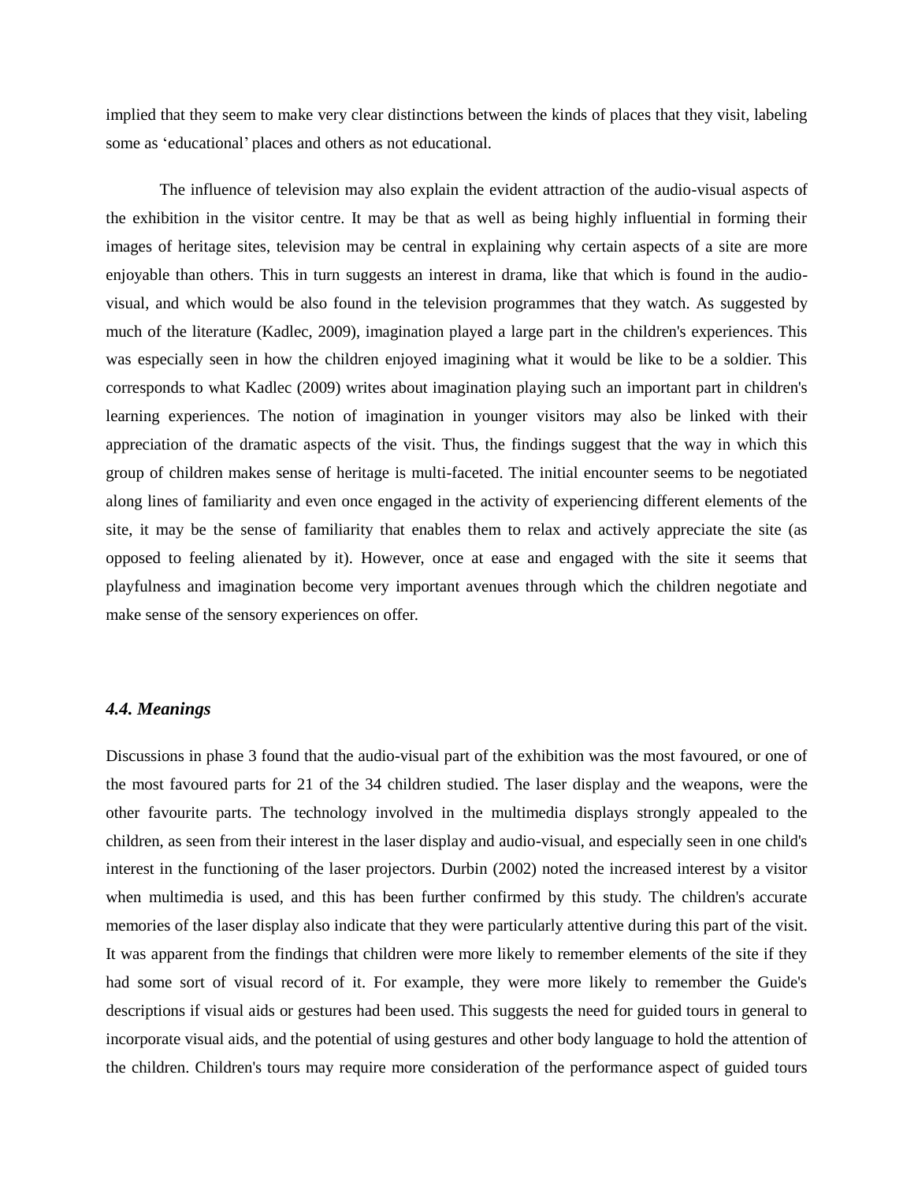implied that they seem to make very clear distinctions between the kinds of places that they visit, labeling some as 'educational' places and others as not educational.

The influence of television may also explain the evident attraction of the audio-visual aspects of the exhibition in the visitor centre. It may be that as well as being highly influential in forming their images of heritage sites, television may be central in explaining why certain aspects of a site are more enjoyable than others. This in turn suggests an interest in drama, like that which is found in the audio-visual, and which would be also found in the television programmes that they watch. As suggested by much of the literature (Kadlec, 2009), imagination played a large part in the children's experiences. This was especially seen in how the children enjoyed imagining what it would be like to be a soldier. This corresponds to what Kadlec (2009) writes about imagination playing such an important part in children's learning experiences. The notion of imagination in younger visitors may also be linked with their appreciation of the dramatic aspects of the visit. Thus, the findings suggest that the way in which this group of children makes sense of heritage is multi-faceted. The initial encounter seems to be negotiated along lines of familiarity and even once engaged in the activity of experiencing different elements of the site, it may be the sense of familiarity that enables them to relax and actively appreciate the site (as opposed to feeling alienated by it). However, once at ease and engaged with the site it seems that playfulness and imagination become very important avenues through which the children negotiate and make sense of the sensory experiences on offer.

### *4.4. Meanings*

Discussions in phase 3 found that the audio-visual part of the exhibition was the most favoured, or one of the most favoured parts for 21 of the 34 children studied. The laser display and the weapons, were the other favourite parts. The technology involved in the multimedia displays strongly appealed to the children, as seen from their interest in the laser display and audio-visual, and especially seen in one child's interest in the functioning of the laser projectors. Durbin (2002) noted the increased interest by a visitor when multimedia is used, and this has been further confirmed by this study. The children's accurate memories of the laser display also indicate that they were particularly attentive during this part of the visit. It was apparent from the findings that children were more likely to remember elements of the site if they had some sort of visual record of it. For example, they were more likely to remember the Guide's descriptions if visual aids or gestures had been used. This suggests the need for guided tours in general to incorporate visual aids, and the potential of using gestures and other body language to hold the attention of the children. Children's tours may require more consideration of the performance aspect of guided tours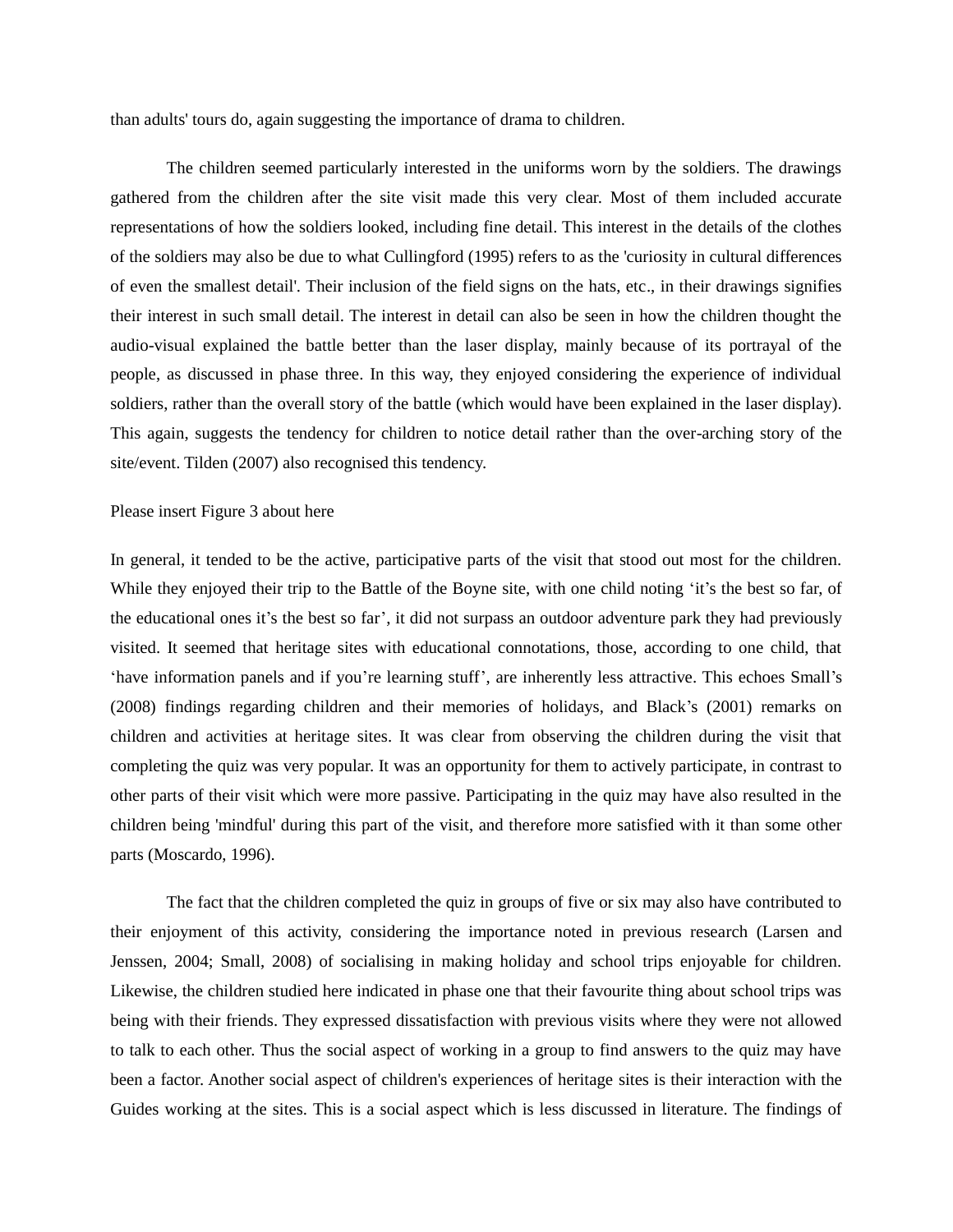than adults' tours do, again suggesting the importance of drama to children.

The children seemed particularly interested in the uniforms worn by the soldiers. The drawings gathered from the children after the site visit made this very clear. Most of them included accurate representations of how the soldiers looked, including fine detail. This interest in the details of the clothes of the soldiers may also be due to what Cullingford (1995) refers to as the 'curiosity in cultural differences of even the smallest detail'. Their inclusion of the field signs on the hats, etc., in their drawings signifies their interest in such small detail. The interest in detail can also be seen in how the children thought the audio-visual explained the battle better than the laser display, mainly because of its portrayal of the people, as discussed in phase three. In this way, they enjoyed considering the experience of individual soldiers, rather than the overall story of the battle (which would have been explained in the laser display). This again, suggests the tendency for children to notice detail rather than the over-arching story of the site/event. Tilden (2007) also recognised this tendency.

Please insert Figure 3 about here

In general, it tended to be the active, participative parts of the visit that stood out most for the children. While they enjoyed their trip to the Battle of the Boyne site, with one child noting 'it's the best so far, of the educational ones it's the best so far', it did not surpass an outdoor adventure park they had previously visited. It seemed that heritage sites with educational connotations, those, according to one child, that 'have information panels and if you're learning stuff', are inherently less attractive. This echoes Small's (2008) findings regarding children and their memories of holidays, and Black's (2001) remarks on children and activities at heritage sites. It was clear from observing the children during the visit that completing the quiz was very popular. It was an opportunity for them to actively participate, in contrast to other parts of their visit which were more passive. Participating in the quiz may have also resulted in the children being 'mindful' during this part of the visit, and therefore more satisfied with it than some other parts (Moscardo, 1996).

The fact that the children completed the quiz in groups of five or six may also have contributed to their enjoyment of this activity, considering the importance noted in previous research (Larsen and Jenssen, 2004; Small, 2008) of socialising in making holiday and school trips enjoyable for children. Likewise, the children studied here indicated in phase one that their favourite thing about school trips was being with their friends. They expressed dissatisfaction with previous visits where they were not allowed to talk to each other. Thus the social aspect of working in a group to find answers to the quiz may have been a factor. Another social aspect of children's experiences of heritage sites is their interaction with the Guides working at the sites. This is a social aspect which is less discussed in literature. The findings of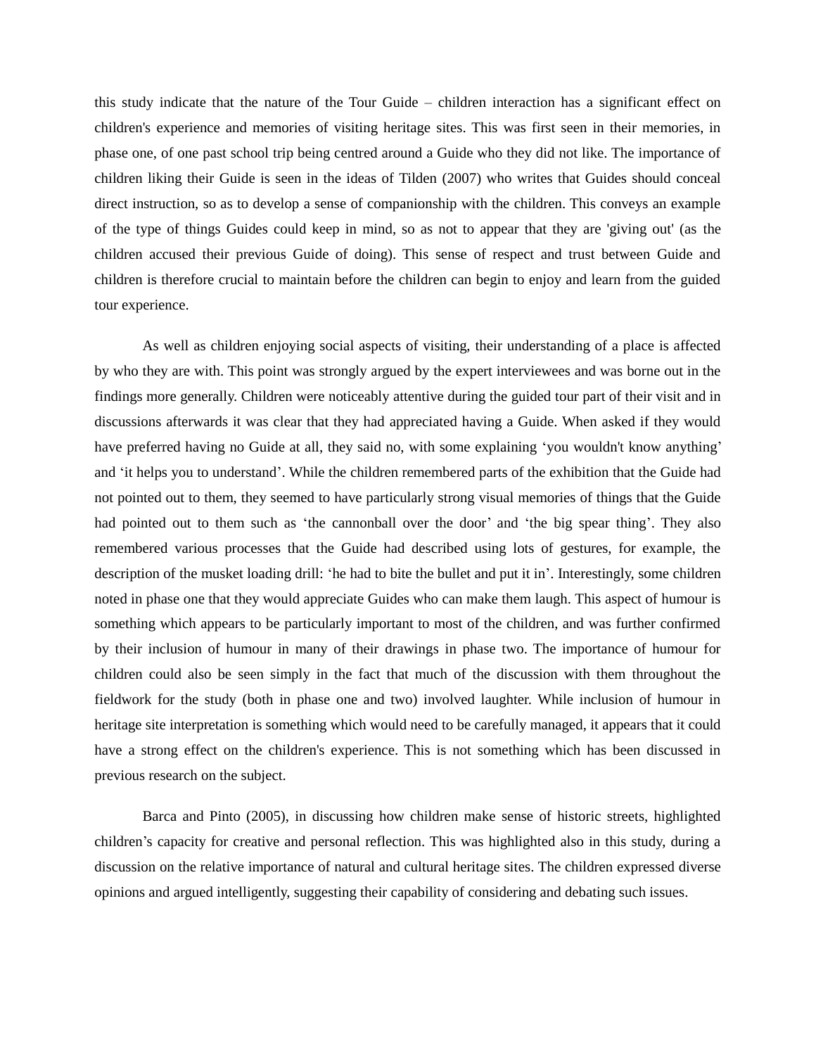this study indicate that the nature of the Tour Guide – children interaction has a significant effect on children's experience and memories of visiting heritage sites. This was first seen in their memories, in phase one, of one past school trip being centred around a Guide who they did not like. The importance of children liking their Guide is seen in the ideas of Tilden (2007) who writes that Guides should conceal direct instruction, so as to develop a sense of companionship with the children. This conveys an example of the type of things Guides could keep in mind, so as not to appear that they are 'giving out' (as the children accused their previous Guide of doing). This sense of respect and trust between Guide and children is therefore crucial to maintain before the children can begin to enjoy and learn from the guided tour experience.

As well as children enjoying social aspects of visiting, their understanding of a place is affected by who they are with. This point was strongly argued by the expert interviewees and was borne out in the findings more generally. Children were noticeably attentive during the guided tour part of their visit and in discussions afterwards it was clear that they had appreciated having a Guide. When asked if they would have preferred having no Guide at all, they said no, with some explaining 'you wouldn't know anything' and 'it helps you to understand'. While the children remembered parts of the exhibition that the Guide had not pointed out to them, they seemed to have particularly strong visual memories of things that the Guide had pointed out to them such as 'the cannonball over the door' and 'the big spear thing'. They also remembered various processes that the Guide had described using lots of gestures, for example, the description of the musket loading drill: 'he had to bite the bullet and put it in'. Interestingly, some children noted in phase one that they would appreciate Guides who can make them laugh. This aspect of humour is something which appears to be particularly important to most of the children, and was further confirmed by their inclusion of humour in many of their drawings in phase two. The importance of humour for children could also be seen simply in the fact that much of the discussion with them throughout the fieldwork for the study (both in phase one and two) involved laughter. While inclusion of humour in heritage site interpretation is something which would need to be carefully managed, it appears that it could have a strong effect on the children's experience. This is not something which has been discussed in previous research on the subject.

Barca and Pinto (2005), in discussing how children make sense of historic streets, highlighted children's capacity for creative and personal reflection. This was highlighted also in this study, during a discussion on the relative importance of natural and cultural heritage sites. The children expressed diverse opinions and argued intelligently, suggesting their capability of considering and debating such issues.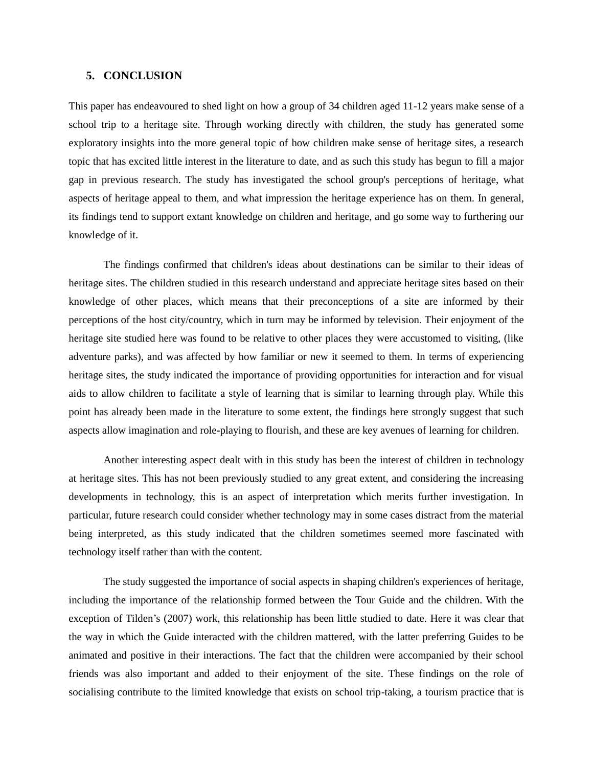## 5. CONCLUSION

This paper has endeavoured to shed light on how a group of 34 children aged 11-12 years make sense of a school trip to a heritage site. Through working directly with children, the study has generated some exploratory insights into the more general topic of how children make sense of heritage sites, a research topic that has excited little interest in the literature to date, and as such this study has begun to fill a major gap in previous research. The study has investigated the school group's perceptions of heritage, what aspects of heritage appeal to them, and what impression the heritage experience has on them. In general, its findings tend to support extant knowledge on children and heritage, and go some way to furthering our knowledge of it.

The findings confirmed that children's ideas about destinations can be similar to their ideas of heritage sites. The children studied in this research understand and appreciate heritage sites based on their knowledge of other places, which means that their preconceptions of a site are informed by their perceptions of the host city/country, which in turn may be informed by television. Their enjoyment of the heritage site studied here was found to be relative to other places they were accustomed to visiting, (like adventure parks), and was affected by how familiar or new it seemed to them. In terms of experiencing heritage sites, the study indicated the importance of providing opportunities for interaction and for visual aids to allow children to facilitate a style of learning that is similar to learning through play. While this point has already been made in the literature to some extent, the findings here strongly suggest that such aspects allow imagination and role-playing to flourish, and these are key avenues of learning for children.

Another interesting aspect dealt with in this study has been the interest of children in technology at heritage sites. This has not been previously studied to any great extent, and considering the increasing developments in technology, this is an aspect of interpretation which merits further investigation. In particular, future research could consider whether technology may in some cases distract from the material being interpreted, as this study indicated that the children sometimes seemed more fascinated with technology itself rather than with the content.

The study suggested the importance of social aspects in shaping children's experiences of heritage, including the importance of the relationship formed between the Tour Guide and the children. With the exception of Tilden's (2007) work, this relationship has been little studied to date. Here it was clear that the way in which the Guide interacted with the children mattered, with the latter preferring Guides to be animated and positive in their interactions. The fact that the children were accompanied by their school friends was also important and added to their enjoyment of the site. These findings on the role of socialising contribute to the limited knowledge that exists on school trip-taking, a tourism practice that is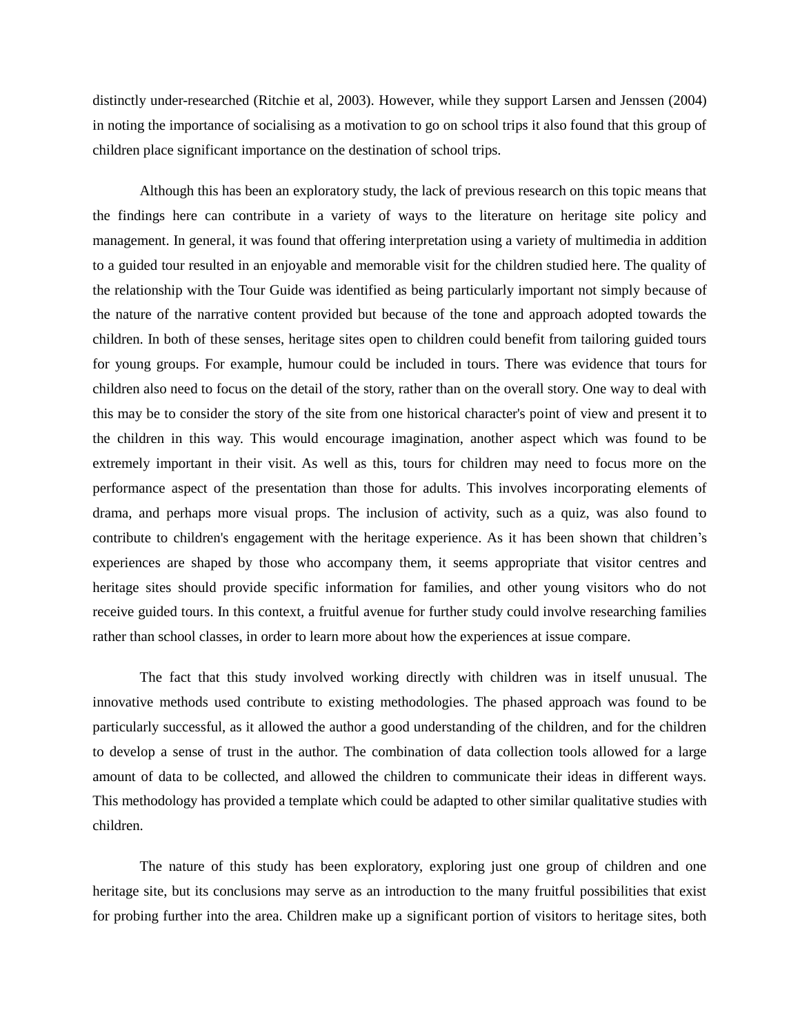distinctly under-researched (Ritchie et al, 2003). However, while they support Larsen and Jenssen (2004) in noting the importance of socialising as a motivation to go on school trips it also found that this group of children place significant importance on the destination of school trips.

Although this has been an exploratory study, the lack of previous research on this topic means that the findings here can contribute in a variety of ways to the literature on heritage site policy and management. In general, it was found that offering interpretation using a variety of multimedia in addition to a guided tour resulted in an enjoyable and memorable visit for the children studied here. The quality of the relationship with the Tour Guide was identified as being particularly important not simply because of the nature of the narrative content provided but because of the tone and approach adopted towards the children. In both of these senses, heritage sites open to children could benefit from tailoring guided tours for young groups. For example, humour could be included in tours. There was evidence that tours for children also need to focus on the detail of the story, rather than on the overall story. One way to deal with this may be to consider the story of the site from one historical character's point of view and present it to the children in this way. This would encourage imagination, another aspect which was found to be extremely important in their visit. As well as this, tours for children may need to focus more on the performance aspect of the presentation than those for adults. This involves incorporating elements of drama, and perhaps more visual props. The inclusion of activity, such as a quiz, was also found to contribute to children's engagement with the heritage experience. As it has been shown that children's experiences are shaped by those who accompany them, it seems appropriate that visitor centres and heritage sites should provide specific information for families, and other young visitors who do not receive guided tours. In this context, a fruitful avenue for further study could involve researching families rather than school classes, in order to learn more about how the experiences at issue compare.

The fact that this study involved working directly with children was in itself unusual. The innovative methods used contribute to existing methodologies. The phased approach was found to be particularly successful, as it allowed the author a good understanding of the children, and for the children to develop a sense of trust in the author. The combination of data collection tools allowed for a large amount of data to be collected, and allowed the children to communicate their ideas in different ways. This methodology has provided a template which could be adapted to other similar qualitative studies with children.

The nature of this study has been exploratory, exploring just one group of children and one heritage site, but its conclusions may serve as an introduction to the many fruitful possibilities that exist for probing further into the area. Children make up a significant portion of visitors to heritage sites, both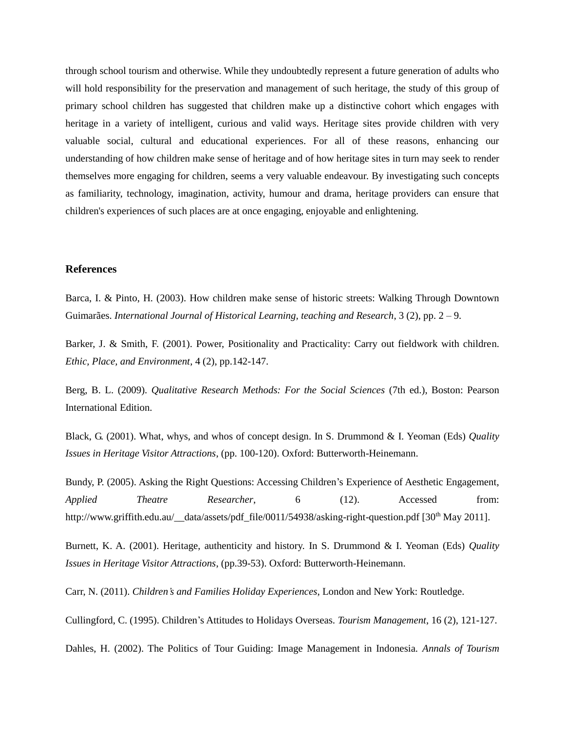through school tourism and otherwise. While they undoubtedly represent a future generation of adults who will hold responsibility for the preservation and management of such heritage, the study of this group of primary school children has suggested that children make up a distinctive cohort which engages with heritage in a variety of intelligent, curious and valid ways. Heritage sites provide children with very valuable social, cultural and educational experiences. For all of these reasons, enhancing our understanding of how children make sense of heritage and of how heritage sites in turn may seek to render themselves more engaging for children, seems a very valuable endeavour. By investigating such concepts as familiarity, technology, imagination, activity, humour and drama, heritage providers can ensure that children's experiences of such places are at once engaging, enjoyable and enlightening.

## References

Barca, I. & Pinto, H. (2003). How children make sense of historic streets: Walking Through Downtown Guimarães. *International Journal of Historical Learning, teaching and Research*, 3 (2), pp. 2 – 9.

Barker, J. & Smith, F. (2001). Power, Positionality and Practicality: Carry out fieldwork with children. *Ethic, Place, and Environment*, 4 (2), pp.142-147.

Berg, B. L. (2009). *Qualitative Research Methods: For the Social Sciences* (7th ed.), Boston: Pearson International Edition.

Black, G. (2001). What, whys, and whos of concept design. In S. Drummond & I. Yeoman (Eds) *Quality Issues in Heritage Visitor Attractions*, (pp. 100-120). Oxford: Butterworth-Heinemann.

Bundy, P. (2005). Asking the Right Questions: Accessing Children's Experience of Aesthetic Engagement, *Applied Theatre Researcher*, 6 (12). Accessed from: http://www.griffith.edu.au/__data/assets/pdf_file/0011/54938/asking-right-question.pdf [30th May 2011].

Burnett, K. A. (2001). Heritage, authenticity and history. In S. Drummond & I. Yeoman (Eds) *Quality Issues in Heritage Visitor Attractions*, (pp.39-53). Oxford: Butterworth-Heinemann.

Carr, N. (2011). *Children's and Families Holiday Experiences*, London and New York: Routledge.

Cullingford, C. (1995). Children's Attitudes to Holidays Overseas. *Tourism Management*, 16 (2), 121-127.

Dahles, H. (2002). The Politics of Tour Guiding: Image Management in Indonesia. *Annals of Tourism*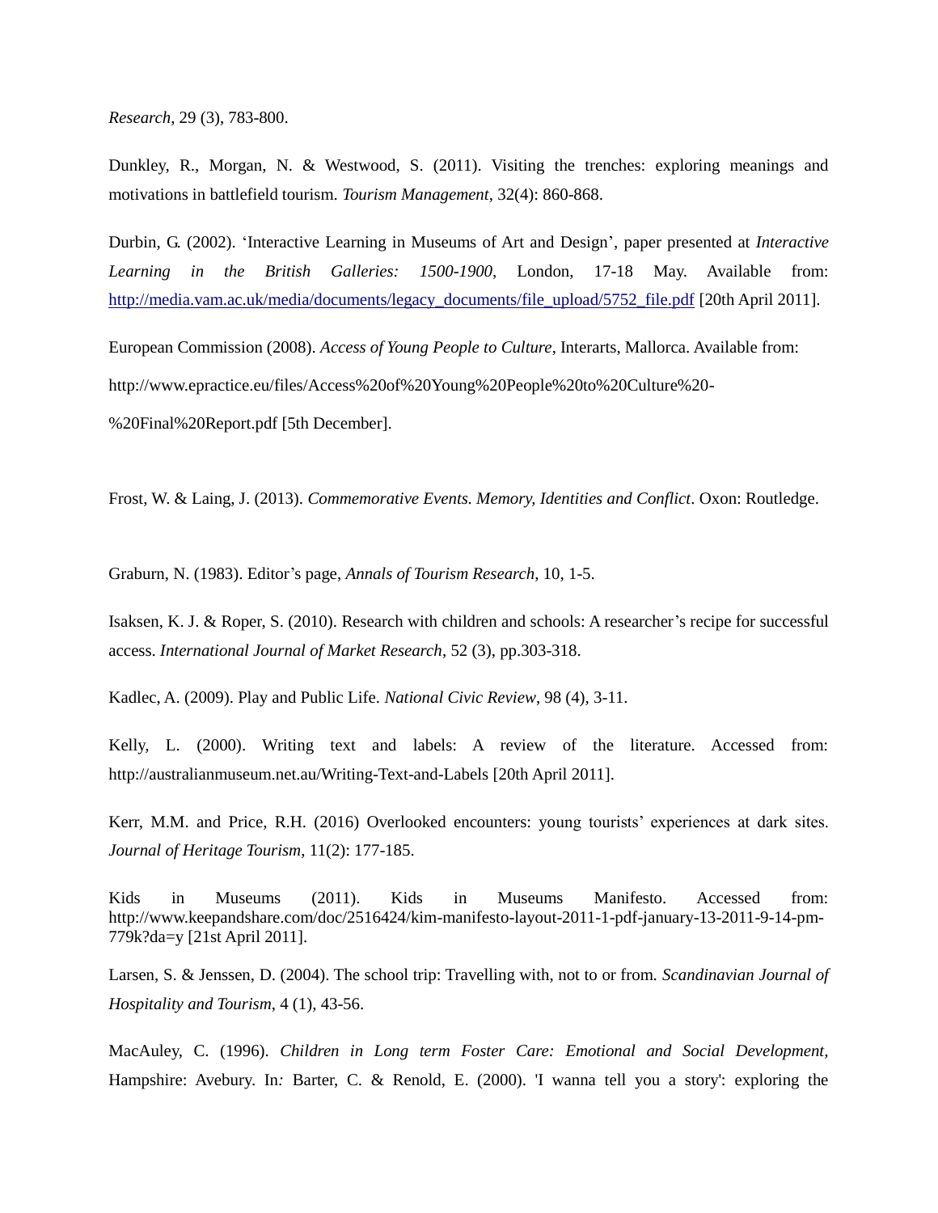*Research*, 29 (3), 783-800.

Dunkley, R., Morgan, N. & Westwood, S. (2011). Visiting the trenches: exploring meanings and motivations in battlefield tourism. *Tourism Management*, 32(4): 860-868.

Durbin, G. (2002). 'Interactive Learning in Museums of Art and Design', paper presented at *Interactive Learning in the British Galleries: 1500-1900*, London, 17-18 May. Available from: [http://media.vam.ac.uk/media/documents/legacy_documents/file_upload/5752_file.pdf](http://media.vam.ac.uk/media/documents/legacy_documents/file_upload/5752_file.pdf) [20th April 2011].

European Commission (2008). *Access of Young People to Culture*, Interarts, Mallorca. Available from: http://www.epractice.eu/files/Access%20of%20Young%20People%20to%20Culture%20-%20Final%20Report.pdf [5th December].

Frost, W. & Laing, J. (2013). *Commemorative Events. Memory, Identities and Conflict*. Oxon: Routledge.

Graburn, N. (1983). Editor's page, *Annals of Tourism Research*, 10, 1-5.

Isaksen, K. J. & Roper, S. (2010). Research with children and schools: A researcher's recipe for successful access. *International Journal of Market Research*, 52 (3), pp.303-318.

Kadlec, A. (2009). Play and Public Life. *National Civic Review*, 98 (4), 3-11.

Kelly, L. (2000). Writing text and labels: A review of the literature. Accessed from: http://australianmuseum.net.au/Writing-Text-and-Labels [20th April 2011].

Kerr, M.M. and Price, R.H. (2016) Overlooked encounters: young tourists' experiences at dark sites. *Journal of Heritage Tourism*, 11(2): 177-185.

Kids in Museums (2011). Kids in Museums Manifesto. Accessed from: http://www.keepandshare.com/doc/2516424/kim-manifesto-layout-2011-1-pdf-january-13-2011-9-14-pm-779k?da=y [21st April 2011].

Larsen, S. & Jenssen, D. (2004). The school trip: Travelling with, not to or from. *Scandinavian Journal of Hospitality and Tourism*, 4 (1), 43-56.

MacAuley, C. (1996). *Children in Long term Foster Care: Emotional and Social Development*, Hampshire: Avebury. In*:* Barter, C. & Renold, E. (2000). 'I wanna tell you a story': exploring the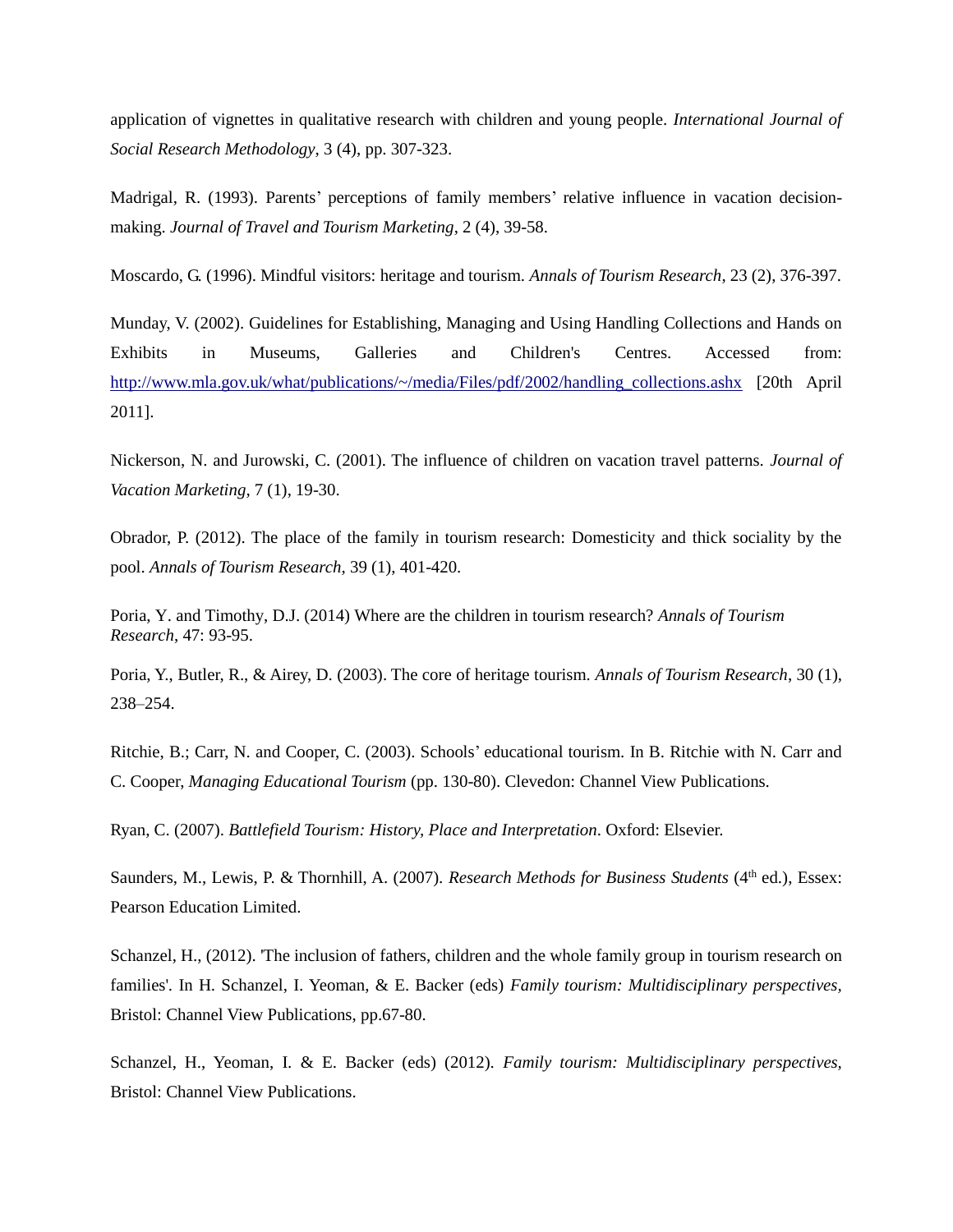application of vignettes in qualitative research with children and young people. *International Journal of Social Research Methodology*, 3 (4), pp. 307-323.

Madrigal, R. (1993). Parents' perceptions of family members' relative influence in vacation decision-making. *Journal of Travel and Tourism Marketing*, 2 (4), 39-58.

Moscardo, G. (1996). Mindful visitors: heritage and tourism. *Annals of Tourism Research*, 23 (2), 376-397.

Munday, V. (2002). Guidelines for Establishing, Managing and Using Handling Collections and Hands on Exhibits in Museums, Galleries and Children's Centres. Accessed from: http://www.mla.gov.uk/what/publications/~/media/Files/pdf/2002/handling_collections.ashx [20th April 2011].

Nickerson, N. and Jurowski, C. (2001). The influence of children on vacation travel patterns. *Journal of Vacation Marketing*, 7 (1), 19-30.

Obrador, P. (2012). The place of the family in tourism research: Domesticity and thick sociality by the pool. *Annals of Tourism Research*, 39 (1), 401-420.

Poria, Y. and Timothy, D.J. (2014) Where are the children in tourism research? *Annals of Tourism Research*, 47: 93-95.

Poria, Y., Butler, R., & Airey, D. (2003). The core of heritage tourism. *Annals of Tourism Research*, 30 (1), 238–254.

Ritchie, B.; Carr, N. and Cooper, C. (2003). Schools' educational tourism. In B. Ritchie with N. Carr and C. Cooper, *Managing Educational Tourism* (pp. 130-80). Clevedon: Channel View Publications.

Ryan, C. (2007). *Battlefield Tourism: History, Place and Interpretation*. Oxford: Elsevier.

Saunders, M., Lewis, P. & Thornhill, A. (2007). *Research Methods for Business Students* (4th ed.), Essex: Pearson Education Limited.

Schanzel, H., (2012). 'The inclusion of fathers, children and the whole family group in tourism research on families'. In H. Schanzel, I. Yeoman, & E. Backer (eds) *Family tourism: Multidisciplinary perspectives*, Bristol: Channel View Publications, pp.67-80.

Schanzel, H., Yeoman, I. & E. Backer (eds) (2012). *Family tourism: Multidisciplinary perspectives*, Bristol: Channel View Publications.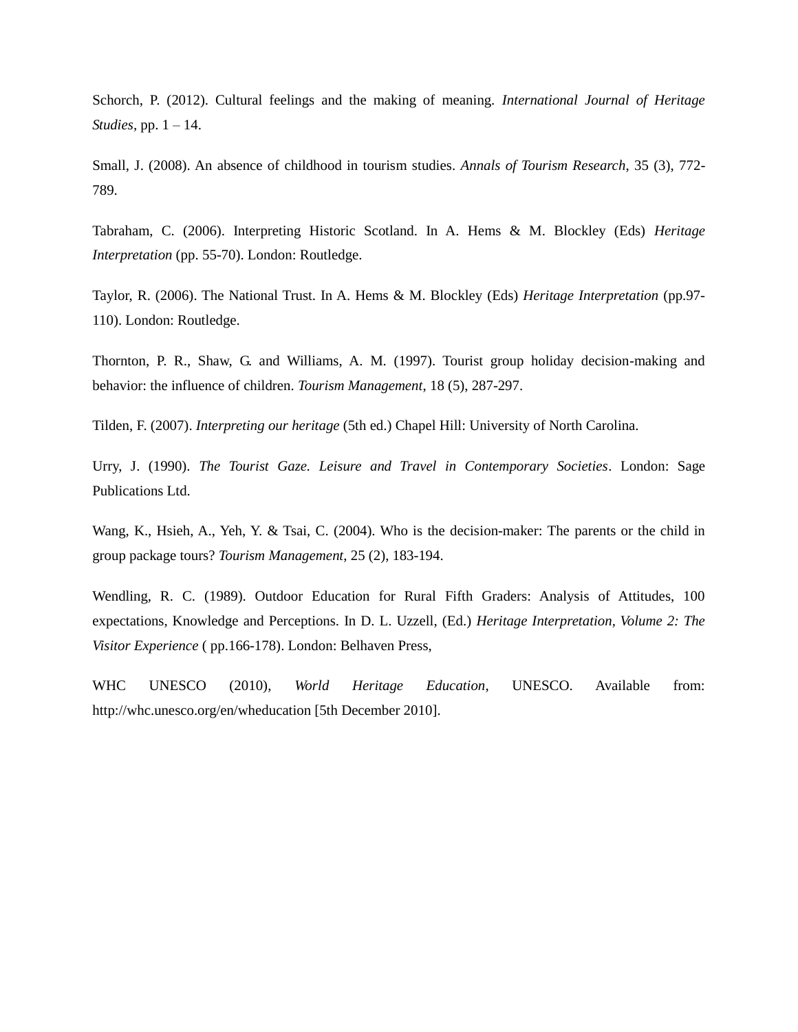Schorch, P. (2012). Cultural feelings and the making of meaning. *International Journal of Heritage Studies,* pp. 1 – 14.

Small, J. (2008). An absence of childhood in tourism studies. *Annals of Tourism Research*, 35 (3), 772-789.

Tabraham, C. (2006). Interpreting Historic Scotland. In A. Hems & M. Blockley (Eds) *Heritage Interpretation* (pp. 55-70). London: Routledge.

Taylor, R. (2006). The National Trust. In A. Hems & M. Blockley (Eds) *Heritage Interpretation* (pp.97-110). London: Routledge.

Thornton, P. R., Shaw, G. and Williams, A. M. (1997). Tourist group holiday decision-making and behavior: the influence of children. *Tourism Management*, 18 (5), 287-297.

Tilden, F. (2007). *Interpreting our heritage* (5th ed.) Chapel Hill: University of North Carolina.

Urry, J. (1990). *The Tourist Gaze. Leisure and Travel in Contemporary Societies*. London: Sage Publications Ltd.

Wang, K., Hsieh, A., Yeh, Y. & Tsai, C. (2004). Who is the decision-maker: The parents or the child in group package tours? *Tourism Management*, 25 (2), 183-194.

Wendling, R. C. (1989). Outdoor Education for Rural Fifth Graders: Analysis of Attitudes, 100 expectations, Knowledge and Perceptions. In D. L. Uzzell, (Ed.) *Heritage Interpretation, Volume 2: The Visitor Experience* ( pp.166-178). London: Belhaven Press,

WHC UNESCO (2010), *World Heritage Education*, UNESCO. Available from: http://whc.unesco.org/en/wheducation [5th December 2010].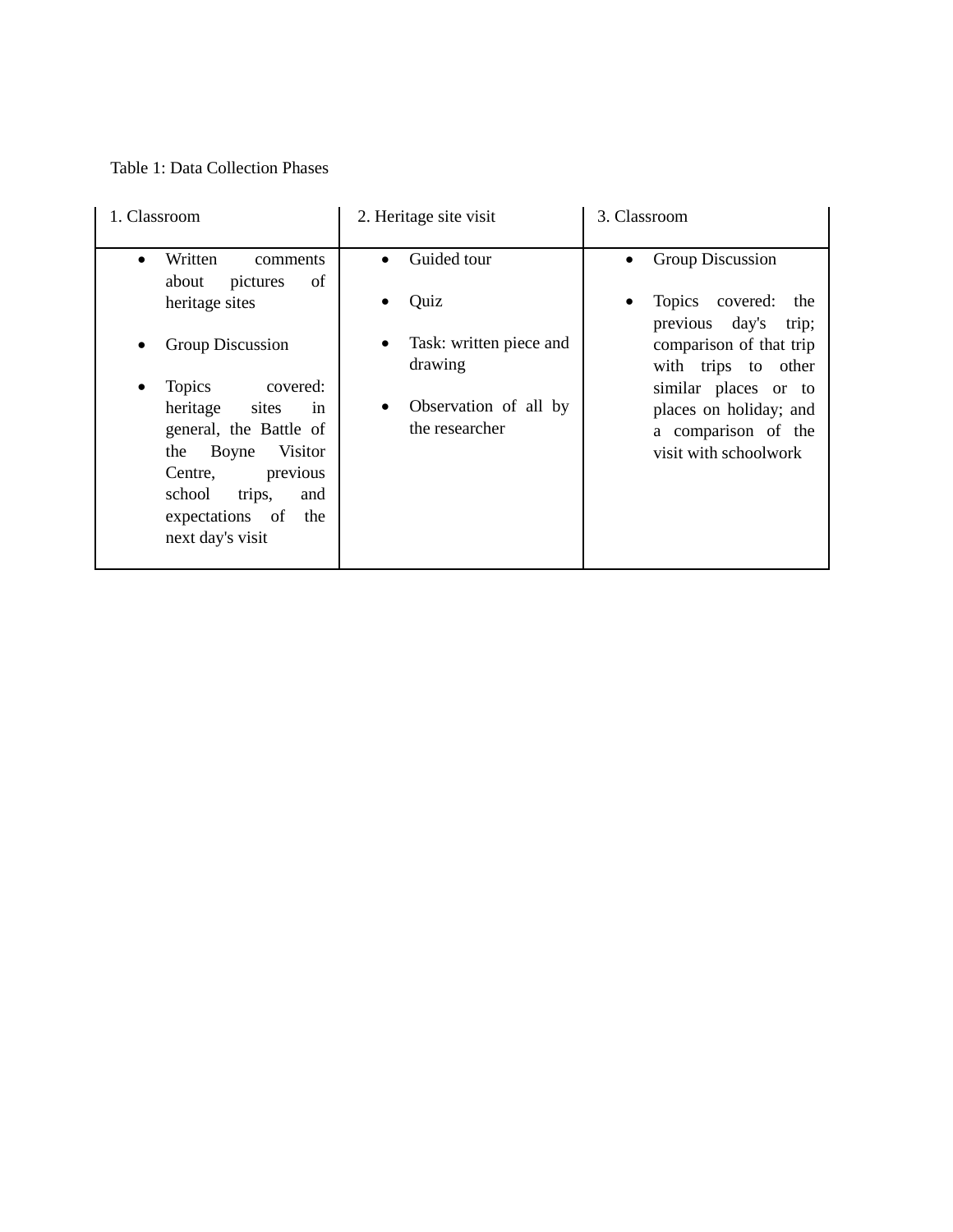Table 1: Data Collection Phases

| 1. Classroom | 2. Heritage site visit | 3. Classroom |
| --- | --- | --- |
| • Written comments about pictures of heritage sites<br><br>• Group Discussion<br><br>• Topics covered: heritage sites in general, the Battle of the Boyne Visitor Centre, previous school trips, and expectations of the next day's visit | • Guided tour<br><br>• Quiz<br><br>• Task: written piece and drawing<br><br>• Observation of all by the researcher | • Group Discussion<br><br>• Topics covered: the previous day's trip; comparison of that trip with trips to other similar places or to places on holiday; and a comparison of the visit with schoolwork |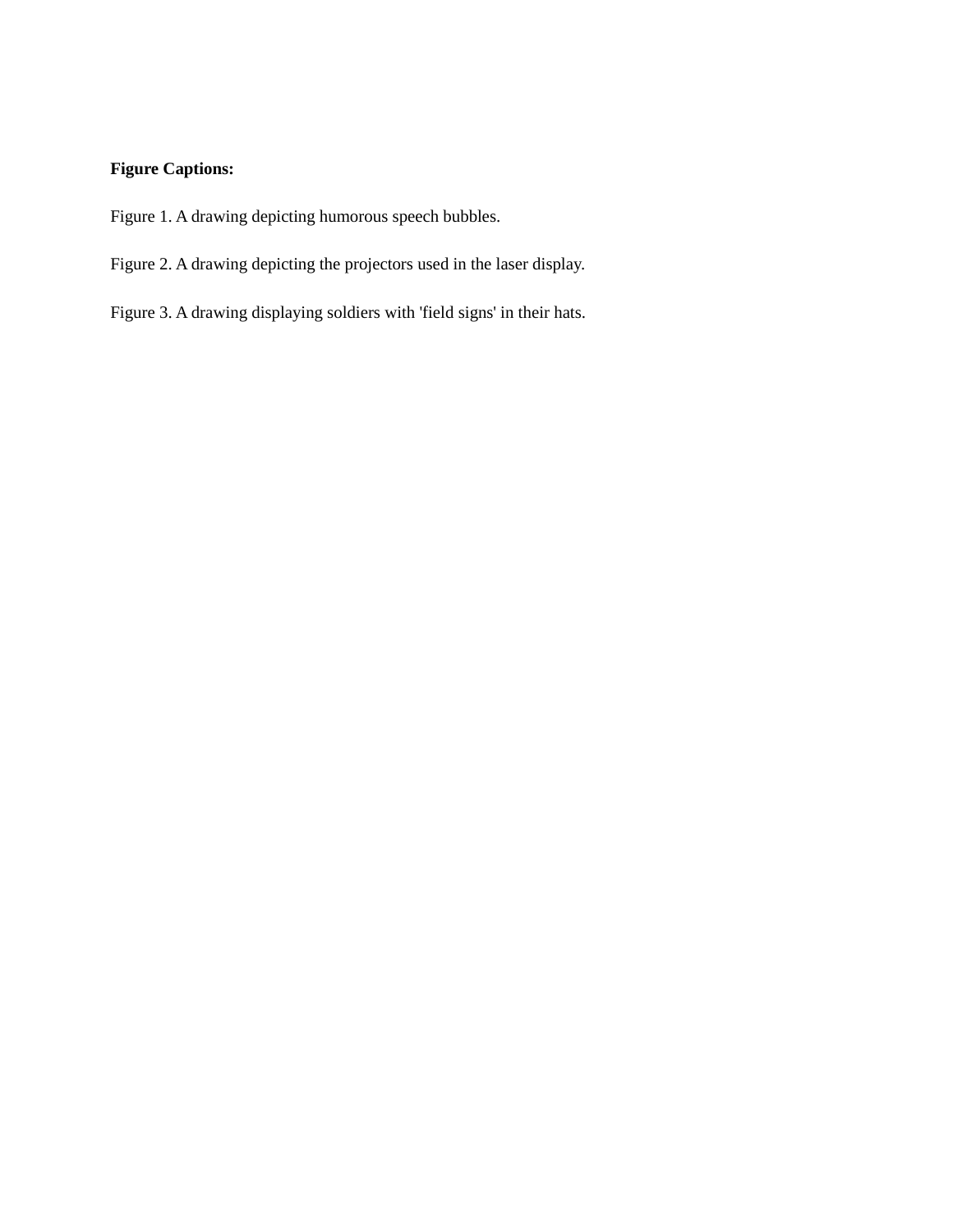**Figure Captions:**

Figure 1. A drawing depicting humorous speech bubbles.

Figure 2. A drawing depicting the projectors used in the laser display.

Figure 3. A drawing displaying soldiers with 'field signs' in their hats.